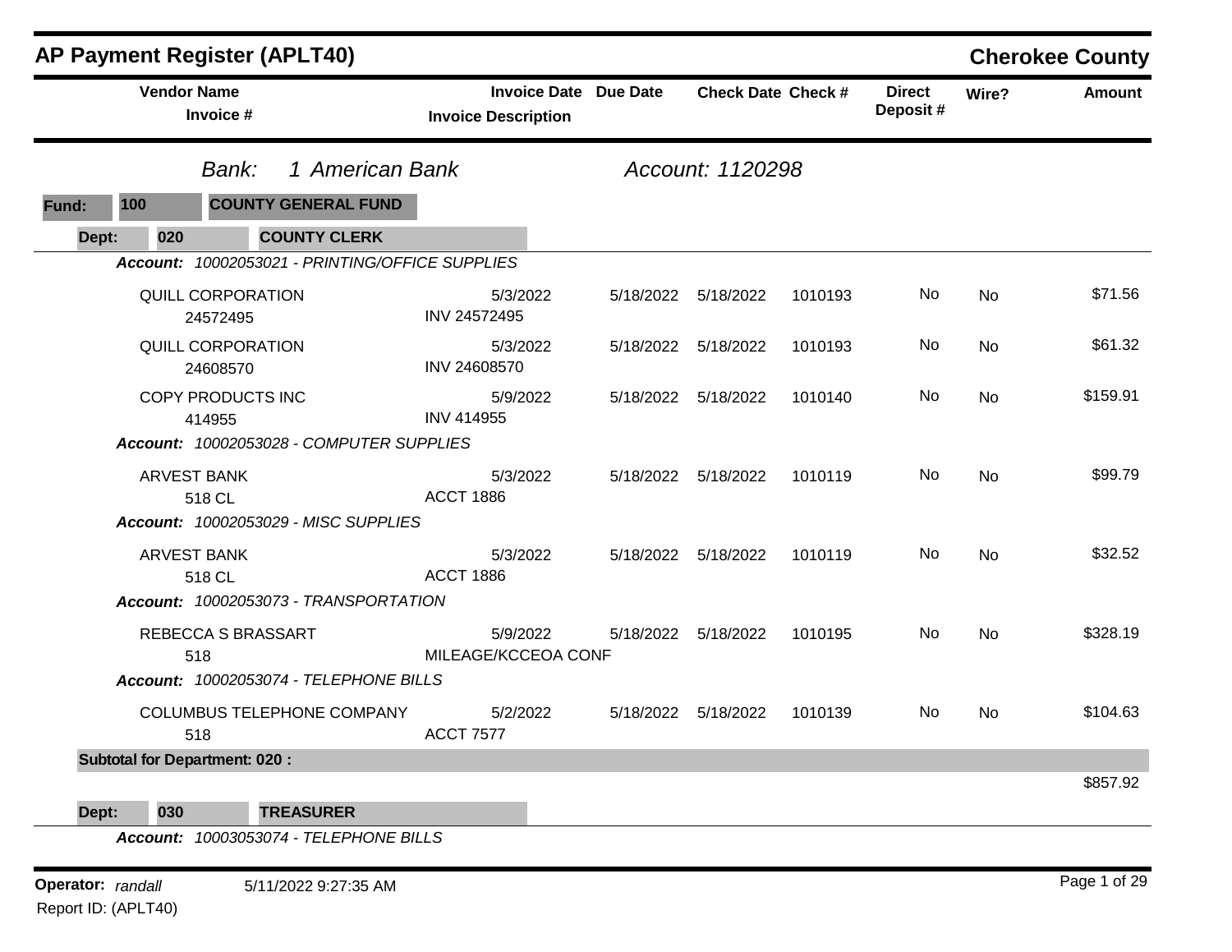# AP Payment Register (APLT40)

## Cherokee County

**Bank:** 1 American Bank **Account:** 1120298

**Fund:** 100 **COUNTY GENERAL FUND**

**Dept:** 020 **COUNTY CLERK**

| Vendor Name / Invoice # | Invoice Date / Invoice Description | Due Date | Check Date | Check # | Direct Deposit # | Wire? | Amount |
|---|---|---|---|---|---|---|---|
| ***Account:** 10002053021 - PRINTING/OFFICE SUPPLIES* | | | | | | | |
| QUILL CORPORATION<br>24572495 | 5/3/2022<br>INV 24572495 | 5/18/2022 | 5/18/2022 | 1010193 | No | No | $71.56 |
| QUILL CORPORATION<br>24608570 | 5/3/2022<br>INV 24608570 | 5/18/2022 | 5/18/2022 | 1010193 | No | No | $61.32 |
| COPY PRODUCTS INC<br>414955 | 5/9/2022<br>INV 414955 | 5/18/2022 | 5/18/2022 | 1010140 | No | No | $159.91 |
| ***Account:** 10002053028 - COMPUTER SUPPLIES* | | | | | | | |
| ARVEST BANK<br>518 CL | 5/3/2022<br>ACCT 1886 | 5/18/2022 | 5/18/2022 | 1010119 | No | No | $99.79 |
| ***Account:** 10002053029 - MISC SUPPLIES* | | | | | | | |
| ARVEST BANK<br>518 CL | 5/3/2022<br>ACCT 1886 | 5/18/2022 | 5/18/2022 | 1010119 | No | No | $32.52 |
| ***Account:** 10002053073 - TRANSPORTATION* | | | | | | | |
| REBECCA S BRASSART<br>518 | 5/9/2022<br>MILEAGE/KCCEOA CONF | 5/18/2022 | 5/18/2022 | 1010195 | No | No | $328.19 |
| ***Account:** 10002053074 - TELEPHONE BILLS* | | | | | | | |
| COLUMBUS TELEPHONE COMPANY<br>518 | 5/2/2022<br>ACCT 7577 | 5/18/2022 | 5/18/2022 | 1010139 | No | No | $104.63 |
| **Subtotal for Department: 020 :** | | | | | | | $857.92 |

**Dept:** 030 **TREASURER**

***Account:** 10003053074 - TELEPHONE BILLS*

**Operator:** *randall* 5/11/2022 9:27:35 AM

Report ID: (APLT40)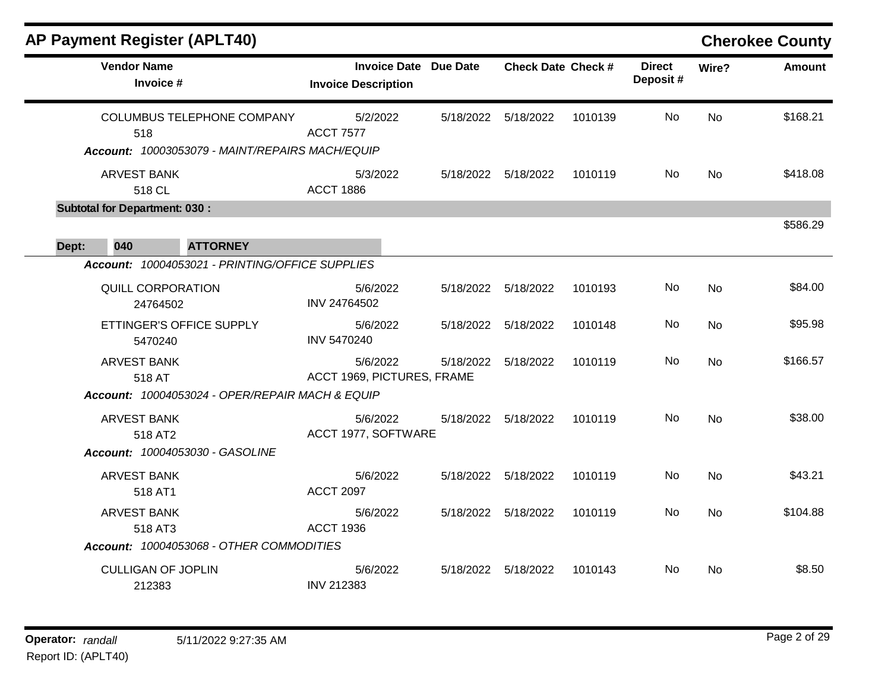## AP Payment Register (APLT40) — Cherokee County

| Vendor Name / Invoice # | Invoice Date / Invoice Description | Due Date | Check Date | Check # | Direct Deposit # | Wire? | Amount |
|---|---|---|---|---|---|---|---|
| COLUMBUS TELEPHONE COMPANY / 518 | 5/2/2022 / ACCT 7577 | 5/18/2022 | 5/18/2022 | 1010139 | No | No | $168.21 |
| ***Account: 10003053079 - MAINT/REPAIRS MACH/EQUIP*** | | | | | | | |
| ARVEST BANK / 518 CL | 5/3/2022 / ACCT 1886 | 5/18/2022 | 5/18/2022 | 1010119 | No | No | $418.08 |
| **Subtotal for Department: 030 :** | | | | | | | $586.29 |
| **Dept: 040 ATTORNEY** | | | | | | | |
| ***Account: 10004053021 - PRINTING/OFFICE SUPPLIES*** | | | | | | | |
| QUILL CORPORATION / 24764502 | 5/6/2022 / INV 24764502 | 5/18/2022 | 5/18/2022 | 1010193 | No | No | $84.00 |
| ETTINGER'S OFFICE SUPPLY / 5470240 | 5/6/2022 / INV 5470240 | 5/18/2022 | 5/18/2022 | 1010148 | No | No | $95.98 |
| ARVEST BANK / 518 AT | 5/6/2022 / ACCT 1969, PICTURES, FRAME | 5/18/2022 | 5/18/2022 | 1010119 | No | No | $166.57 |
| ***Account: 10004053024 - OPER/REPAIR MACH & EQUIP*** | | | | | | | |
| ARVEST BANK / 518 AT2 | 5/6/2022 / ACCT 1977, SOFTWARE | 5/18/2022 | 5/18/2022 | 1010119 | No | No | $38.00 |
| ***Account: 10004053030 - GASOLINE*** | | | | | | | |
| ARVEST BANK / 518 AT1 | 5/6/2022 / ACCT 2097 | 5/18/2022 | 5/18/2022 | 1010119 | No | No | $43.21 |
| ARVEST BANK / 518 AT3 | 5/6/2022 / ACCT 1936 | 5/18/2022 | 5/18/2022 | 1010119 | No | No | $104.88 |
| ***Account: 10004053068 - OTHER COMMODITIES*** | | | | | | | |
| CULLIGAN OF JOPLIN / 212383 | 5/6/2022 / INV 212383 | 5/18/2022 | 5/18/2022 | 1010143 | No | No | $8.50 |

**Operator:** *randall* 5/11/2022 9:27:35 AM

Report ID: (APLT40)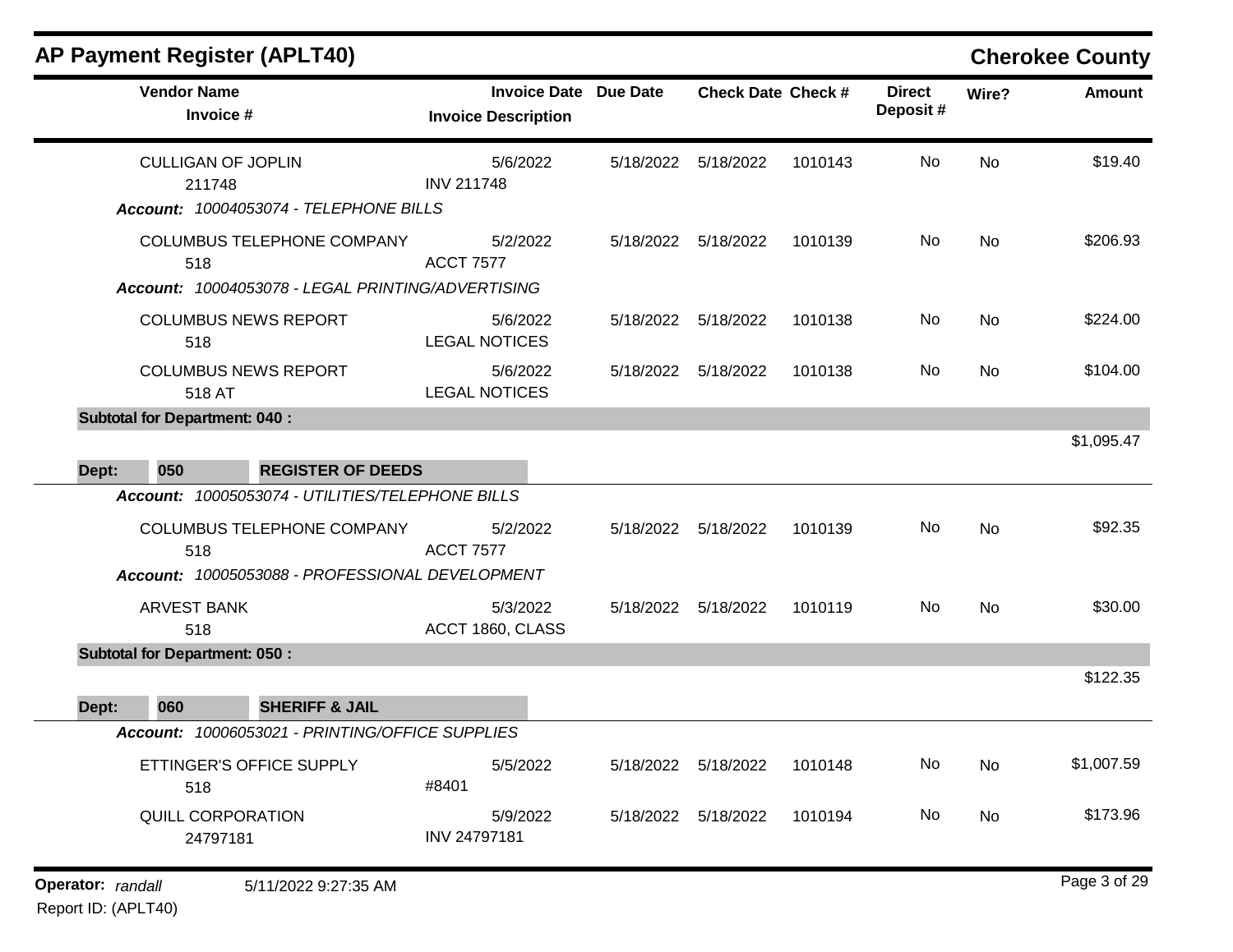## AP Payment Register (APLT40)

**Cherokee County**

| Vendor Name / Invoice # | Invoice Date / Invoice Description | Due Date | Check Date | Check # | Direct Deposit # | Wire? | Amount |
|---|---|---|---|---|---|---|---|
| CULLIGAN OF JOPLIN<br>211748 | 5/6/2022<br>INV 211748 | 5/18/2022 | 5/18/2022 | 1010143 | No | No | $19.40 |
| ***Account:*** *10004053074 - TELEPHONE BILLS* | | | | | | | |
| COLUMBUS TELEPHONE COMPANY<br>518 | 5/2/2022<br>ACCT 7577 | 5/18/2022 | 5/18/2022 | 1010139 | No | No | $206.93 |
| ***Account:*** *10004053078 - LEGAL PRINTING/ADVERTISING* | | | | | | | |
| COLUMBUS NEWS REPORT<br>518 | 5/6/2022<br>LEGAL NOTICES | 5/18/2022 | 5/18/2022 | 1010138 | No | No | $224.00 |
| COLUMBUS NEWS REPORT<br>518 AT | 5/6/2022<br>LEGAL NOTICES | 5/18/2022 | 5/18/2022 | 1010138 | No | No | $104.00 |
| **Subtotal for Department: 040 :** | | | | | | | $1,095.47 |
| **Dept: 050 REGISTER OF DEEDS** | | | | | | | |
| ***Account:*** *10005053074 - UTILITIES/TELEPHONE BILLS* | | | | | | | |
| COLUMBUS TELEPHONE COMPANY<br>518 | 5/2/2022<br>ACCT 7577 | 5/18/2022 | 5/18/2022 | 1010139 | No | No | $92.35 |
| ***Account:*** *10005053088 - PROFESSIONAL DEVELOPMENT* | | | | | | | |
| ARVEST BANK<br>518 | 5/3/2022<br>ACCT 1860, CLASS | 5/18/2022 | 5/18/2022 | 1010119 | No | No | $30.00 |
| **Subtotal for Department: 050 :** | | | | | | | $122.35 |
| **Dept: 060 SHERIFF & JAIL** | | | | | | | |
| ***Account:*** *10006053021 - PRINTING/OFFICE SUPPLIES* | | | | | | | |
| ETTINGER'S OFFICE SUPPLY<br>518 | 5/5/2022<br>#8401 | 5/18/2022 | 5/18/2022 | 1010148 | No | No | $1,007.59 |
| QUILL CORPORATION<br>24797181 | 5/9/2022<br>INV 24797181 | 5/18/2022 | 5/18/2022 | 1010194 | No | No | $173.96 |

**Operator:** *randall* 5/11/2022 9:27:35 AM

Report ID: (APLT40)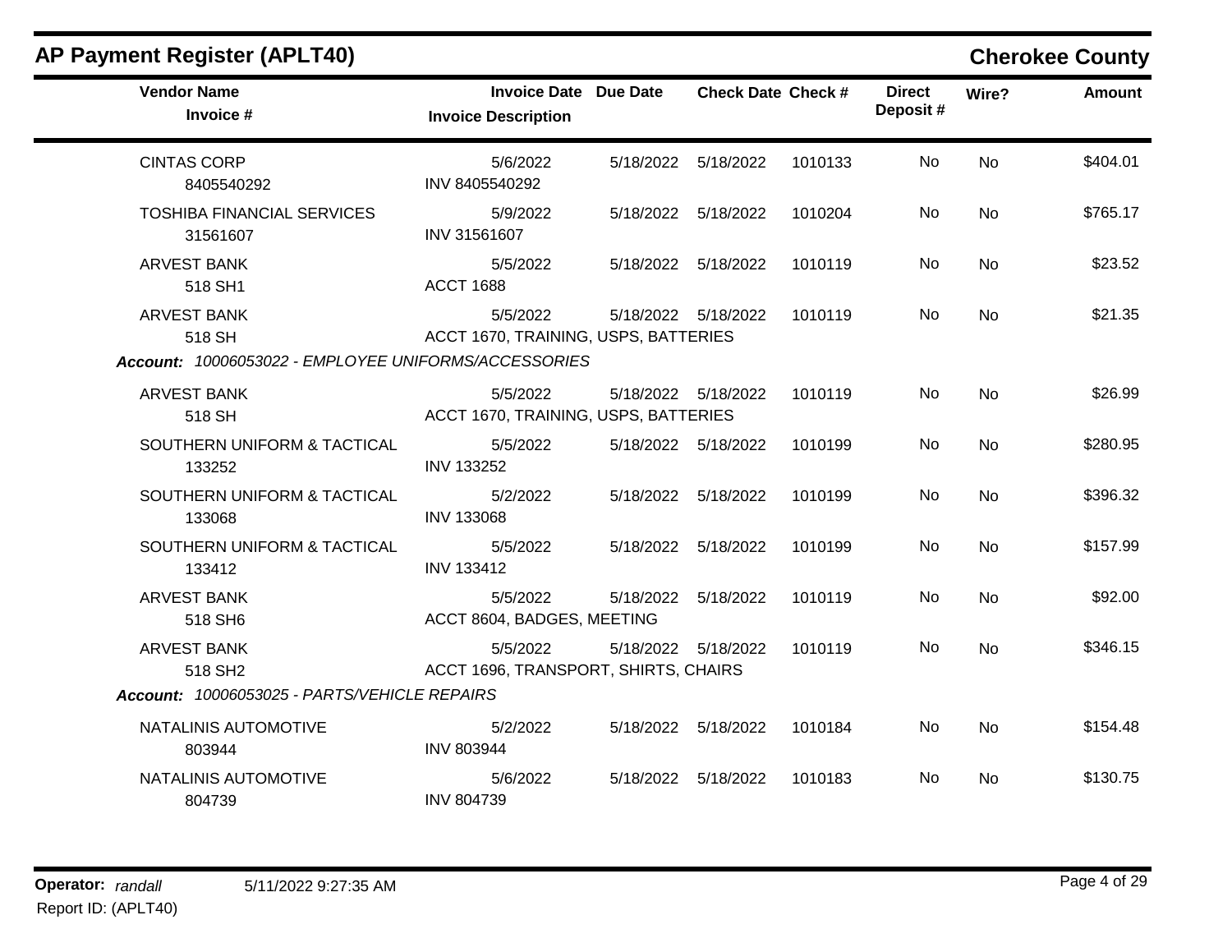## AP Payment Register (APLT40)

**Cherokee County**

| Vendor Name<br>Invoice # | Invoice Date<br>Invoice Description | Due Date | Check Date | Check # | Direct Deposit # | Wire? | Amount |
|---|---|---|---|---|---|---|---|
| CINTAS CORP<br>8405540292 | 5/6/2022<br>INV 8405540292 | 5/18/2022 | 5/18/2022 | 1010133 | No | No | $404.01 |
| TOSHIBA FINANCIAL SERVICES<br>31561607 | 5/9/2022<br>INV 31561607 | 5/18/2022 | 5/18/2022 | 1010204 | No | No | $765.17 |
| ARVEST BANK<br>518 SH1 | 5/5/2022<br>ACCT 1688 | 5/18/2022 | 5/18/2022 | 1010119 | No | No | $23.52 |
| ARVEST BANK<br>518 SH | 5/5/2022<br>ACCT 1670, TRAINING, USPS, BATTERIES | 5/18/2022 | 5/18/2022 | 1010119 | No | No | $21.35 |
| ***Account:** 10006053022 - EMPLOYEE UNIFORMS/ACCESSORIES* | | | | | | | |
| ARVEST BANK<br>518 SH | 5/5/2022<br>ACCT 1670, TRAINING, USPS, BATTERIES | 5/18/2022 | 5/18/2022 | 1010119 | No | No | $26.99 |
| SOUTHERN UNIFORM & TACTICAL<br>133252 | 5/5/2022<br>INV 133252 | 5/18/2022 | 5/18/2022 | 1010199 | No | No | $280.95 |
| SOUTHERN UNIFORM & TACTICAL<br>133068 | 5/2/2022<br>INV 133068 | 5/18/2022 | 5/18/2022 | 1010199 | No | No | $396.32 |
| SOUTHERN UNIFORM & TACTICAL<br>133412 | 5/5/2022<br>INV 133412 | 5/18/2022 | 5/18/2022 | 1010199 | No | No | $157.99 |
| ARVEST BANK<br>518 SH6 | 5/5/2022<br>ACCT 8604, BADGES, MEETING | 5/18/2022 | 5/18/2022 | 1010119 | No | No | $92.00 |
| ARVEST BANK<br>518 SH2 | 5/5/2022<br>ACCT 1696, TRANSPORT, SHIRTS, CHAIRS | 5/18/2022 | 5/18/2022 | 1010119 | No | No | $346.15 |
| ***Account:** 10006053025 - PARTS/VEHICLE REPAIRS* | | | | | | | |
| NATALINIS AUTOMOTIVE<br>803944 | 5/2/2022<br>INV 803944 | 5/18/2022 | 5/18/2022 | 1010184 | No | No | $154.48 |
| NATALINIS AUTOMOTIVE<br>804739 | 5/6/2022<br>INV 804739 | 5/18/2022 | 5/18/2022 | 1010183 | No | No | $130.75 |

**Operator:** *randall* 5/11/2022 9:27:35 AM

Report ID: (APLT40)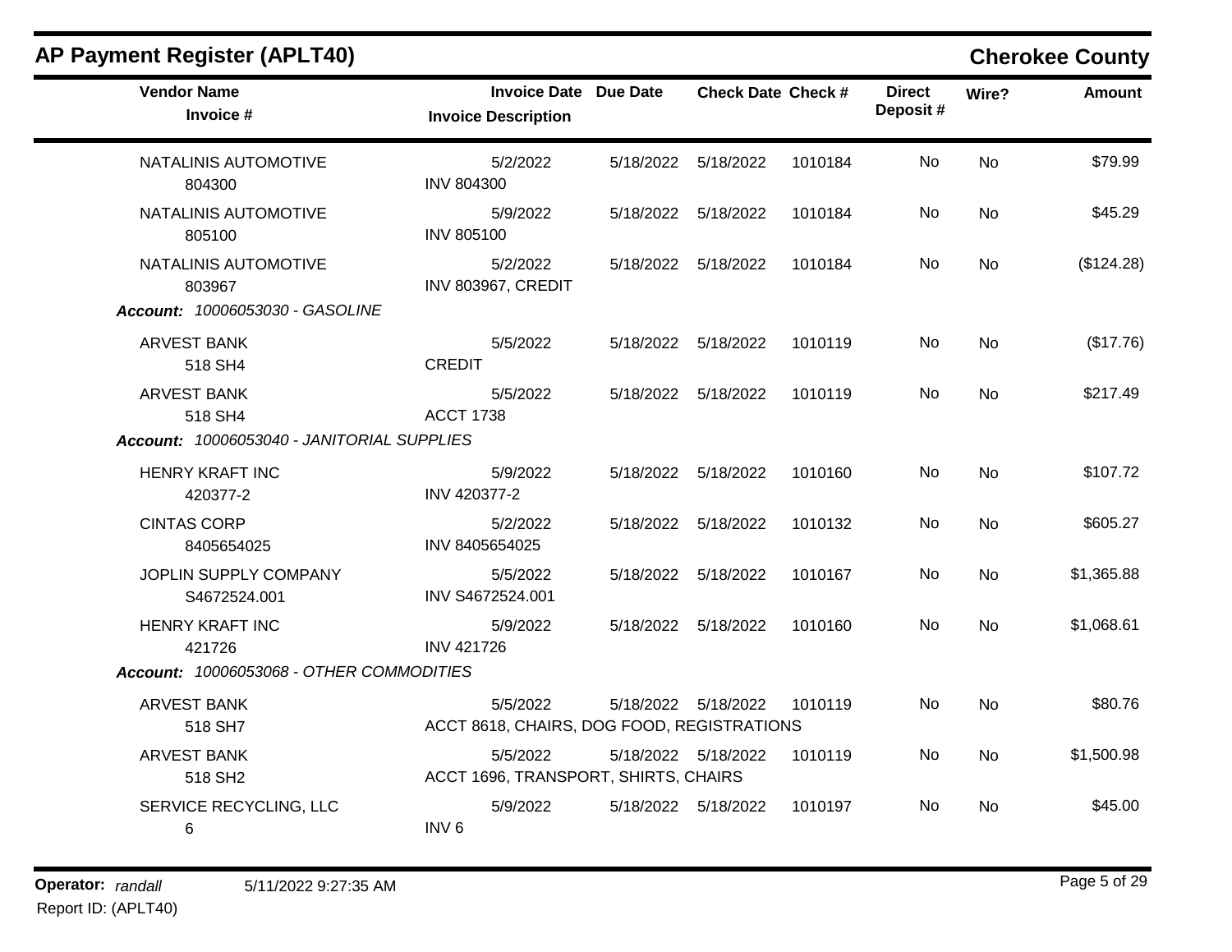## AP Payment Register (APLT40)

**Cherokee County**

| Vendor Name / Invoice # | Invoice Date / Invoice Description | Due Date | Check Date | Check # | Direct Deposit # | Wire? | Amount |
|---|---|---|---|---|---|---|---|
| NATALINIS AUTOMOTIVE<br>804300 | 5/2/2022<br>INV 804300 | 5/18/2022 | 5/18/2022 | 1010184 | No | No | $79.99 |
| NATALINIS AUTOMOTIVE<br>805100 | 5/9/2022<br>INV 805100 | 5/18/2022 | 5/18/2022 | 1010184 | No | No | $45.29 |
| NATALINIS AUTOMOTIVE<br>803967 | 5/2/2022<br>INV 803967, CREDIT | 5/18/2022 | 5/18/2022 | 1010184 | No | No | ($124.28) |
| ***Account:*** *10006053030 - GASOLINE* | | | | | | | |
| ARVEST BANK<br>518 SH4 | 5/5/2022<br>CREDIT | 5/18/2022 | 5/18/2022 | 1010119 | No | No | ($17.76) |
| ARVEST BANK<br>518 SH4 | 5/5/2022<br>ACCT 1738 | 5/18/2022 | 5/18/2022 | 1010119 | No | No | $217.49 |
| ***Account:*** *10006053040 - JANITORIAL SUPPLIES* | | | | | | | |
| HENRY KRAFT INC<br>420377-2 | 5/9/2022<br>INV 420377-2 | 5/18/2022 | 5/18/2022 | 1010160 | No | No | $107.72 |
| CINTAS CORP<br>8405654025 | 5/2/2022<br>INV 8405654025 | 5/18/2022 | 5/18/2022 | 1010132 | No | No | $605.27 |
| JOPLIN SUPPLY COMPANY<br>S4672524.001 | 5/5/2022<br>INV S4672524.001 | 5/18/2022 | 5/18/2022 | 1010167 | No | No | $1,365.88 |
| HENRY KRAFT INC<br>421726 | 5/9/2022<br>INV 421726 | 5/18/2022 | 5/18/2022 | 1010160 | No | No | $1,068.61 |
| ***Account:*** *10006053068 - OTHER COMMODITIES* | | | | | | | |
| ARVEST BANK<br>518 SH7 | 5/5/2022<br>ACCT 8618, CHAIRS, DOG FOOD, REGISTRATIONS | 5/18/2022 | 5/18/2022 | 1010119 | No | No | $80.76 |
| ARVEST BANK<br>518 SH2 | 5/5/2022<br>ACCT 1696, TRANSPORT, SHIRTS, CHAIRS | 5/18/2022 | 5/18/2022 | 1010119 | No | No | $1,500.98 |
| SERVICE RECYCLING, LLC<br>6 | 5/9/2022<br>INV 6 | 5/18/2022 | 5/18/2022 | 1010197 | No | No | $45.00 |

**Operator:** *randall* 5/11/2022 9:27:35 AM
Report ID: (APLT40)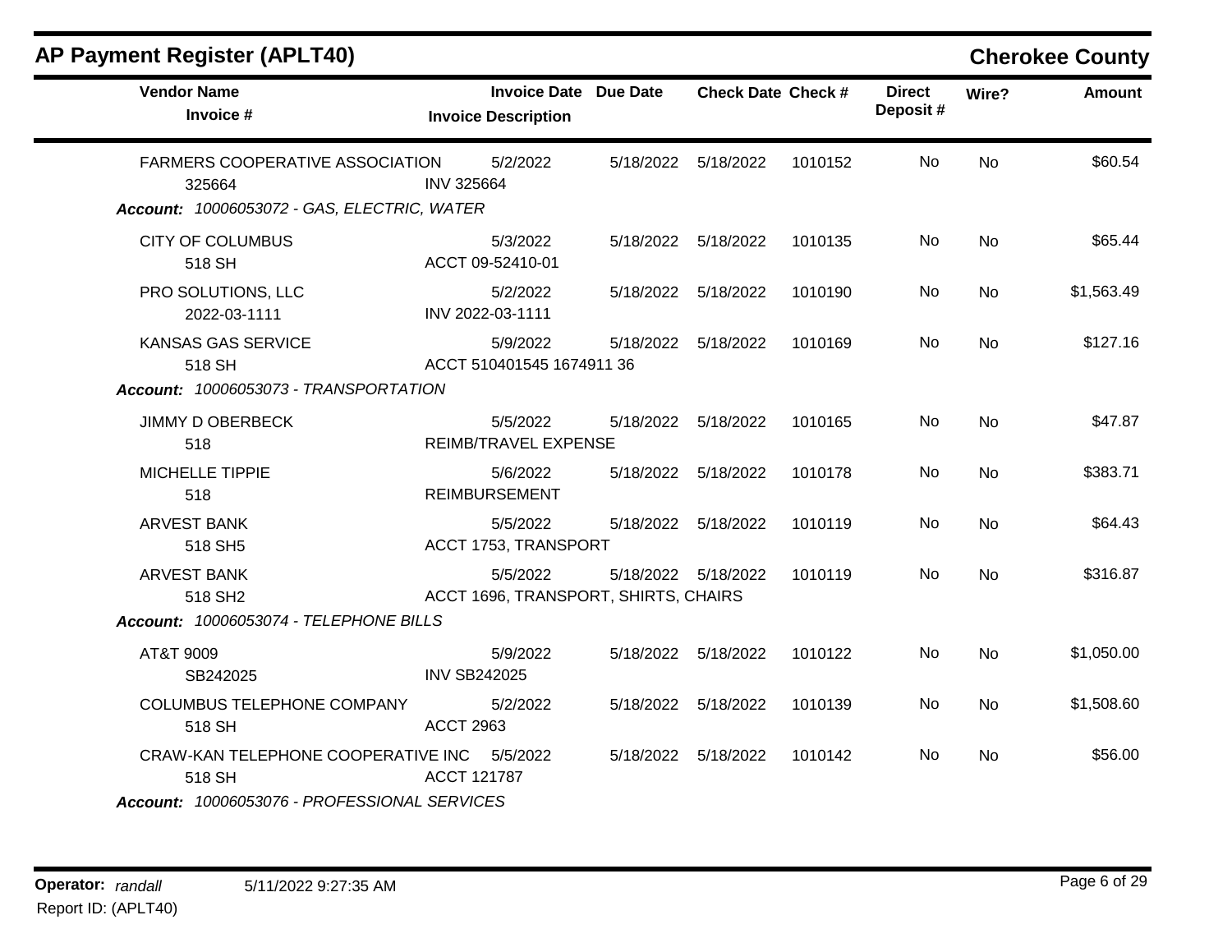## AP Payment Register (APLT40)

**Cherokee County**

| Vendor Name / Invoice # | Invoice Date / Invoice Description | Due Date | Check Date | Check # | Direct Deposit # | Wire? | Amount |
|---|---|---|---|---|---|---|---|
| FARMERS COOPERATIVE ASSOCIATION<br>325664 | 5/2/2022<br>INV 325664 | 5/18/2022 | 5/18/2022 | 1010152 | No | No | $60.54 |
| ***Account: 10006053072 - GAS, ELECTRIC, WATER*** | | | | | | | |
| CITY OF COLUMBUS<br>518 SH | 5/3/2022<br>ACCT 09-52410-01 | 5/18/2022 | 5/18/2022 | 1010135 | No | No | $65.44 |
| PRO SOLUTIONS, LLC<br>2022-03-1111 | 5/2/2022<br>INV 2022-03-1111 | 5/18/2022 | 5/18/2022 | 1010190 | No | No | $1,563.49 |
| KANSAS GAS SERVICE<br>518 SH | 5/9/2022<br>ACCT 510401545 1674911 36 | 5/18/2022 | 5/18/2022 | 1010169 | No | No | $127.16 |
| ***Account: 10006053073 - TRANSPORTATION*** | | | | | | | |
| JIMMY D OBERBECK<br>518 | 5/5/2022<br>REIMB/TRAVEL EXPENSE | 5/18/2022 | 5/18/2022 | 1010165 | No | No | $47.87 |
| MICHELLE TIPPIE<br>518 | 5/6/2022<br>REIMBURSEMENT | 5/18/2022 | 5/18/2022 | 1010178 | No | No | $383.71 |
| ARVEST BANK<br>518 SH5 | 5/5/2022<br>ACCT 1753, TRANSPORT | 5/18/2022 | 5/18/2022 | 1010119 | No | No | $64.43 |
| ARVEST BANK<br>518 SH2 | 5/5/2022<br>ACCT 1696, TRANSPORT, SHIRTS, CHAIRS | 5/18/2022 | 5/18/2022 | 1010119 | No | No | $316.87 |
| ***Account: 10006053074 - TELEPHONE BILLS*** | | | | | | | |
| AT&T 9009<br>SB242025 | 5/9/2022<br>INV SB242025 | 5/18/2022 | 5/18/2022 | 1010122 | No | No | $1,050.00 |
| COLUMBUS TELEPHONE COMPANY<br>518 SH | 5/2/2022<br>ACCT 2963 | 5/18/2022 | 5/18/2022 | 1010139 | No | No | $1,508.60 |
| CRAW-KAN TELEPHONE COOPERATIVE INC<br>518 SH | 5/5/2022<br>ACCT 121787 | 5/18/2022 | 5/18/2022 | 1010142 | No | No | $56.00 |
| ***Account: 10006053076 - PROFESSIONAL SERVICES*** | | | | | | | |

**Operator:** *randall* 5/11/2022 9:27:35 AM
Report ID: (APLT40)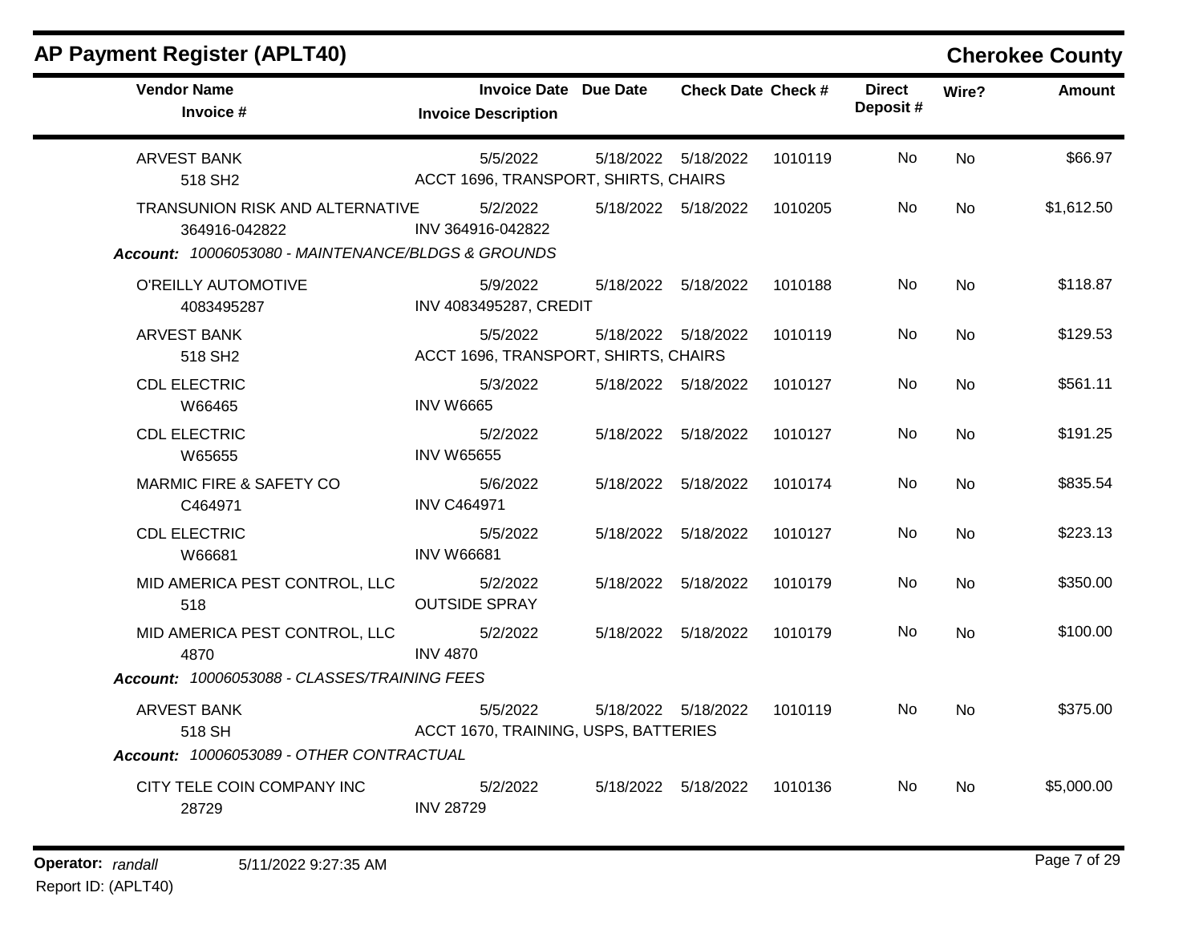# AP Payment Register (APLT40)

## Cherokee County

| Vendor Name / Invoice # | Invoice Date / Invoice Description | Due Date | Check Date | Check # | Direct Deposit # | Wire? | Amount |
|---|---|---|---|---|---|---|---|
| ARVEST BANK<br>518 SH2 | 5/5/2022<br>ACCT 1696, TRANSPORT, SHIRTS, CHAIRS | 5/18/2022 | 5/18/2022 | 1010119 | No | No | $66.97 |
| TRANSUNION RISK AND ALTERNATIVE<br>364916-042822 | 5/2/2022<br>INV 364916-042822 | 5/18/2022 | 5/18/2022 | 1010205 | No | No | $1,612.50 |
| ***Account:** 10006053080 - MAINTENANCE/BLDGS & GROUNDS* | | | | | | | |
| O'REILLY AUTOMOTIVE<br>4083495287 | 5/9/2022<br>INV 4083495287, CREDIT | 5/18/2022 | 5/18/2022 | 1010188 | No | No | $118.87 |
| ARVEST BANK<br>518 SH2 | 5/5/2022<br>ACCT 1696, TRANSPORT, SHIRTS, CHAIRS | 5/18/2022 | 5/18/2022 | 1010119 | No | No | $129.53 |
| CDL ELECTRIC<br>W66465 | 5/3/2022<br>INV W6665 | 5/18/2022 | 5/18/2022 | 1010127 | No | No | $561.11 |
| CDL ELECTRIC<br>W65655 | 5/2/2022<br>INV W65655 | 5/18/2022 | 5/18/2022 | 1010127 | No | No | $191.25 |
| MARMIC FIRE & SAFETY CO<br>C464971 | 5/6/2022<br>INV C464971 | 5/18/2022 | 5/18/2022 | 1010174 | No | No | $835.54 |
| CDL ELECTRIC<br>W66681 | 5/5/2022<br>INV W66681 | 5/18/2022 | 5/18/2022 | 1010127 | No | No | $223.13 |
| MID AMERICA PEST CONTROL, LLC<br>518 | 5/2/2022<br>OUTSIDE SPRAY | 5/18/2022 | 5/18/2022 | 1010179 | No | No | $350.00 |
| MID AMERICA PEST CONTROL, LLC<br>4870 | 5/2/2022<br>INV 4870 | 5/18/2022 | 5/18/2022 | 1010179 | No | No | $100.00 |
| ***Account:** 10006053088 - CLASSES/TRAINING FEES* | | | | | | | |
| ARVEST BANK<br>518 SH | 5/5/2022<br>ACCT 1670, TRAINING, USPS, BATTERIES | 5/18/2022 | 5/18/2022 | 1010119 | No | No | $375.00 |
| ***Account:** 10006053089 - OTHER CONTRACTUAL* | | | | | | | |
| CITY TELE COIN COMPANY INC<br>28729 | 5/2/2022<br>INV 28729 | 5/18/2022 | 5/18/2022 | 1010136 | No | No | $5,000.00 |

**Operator:** *randall* 5/11/2022 9:27:35 AM

Report ID: (APLT40)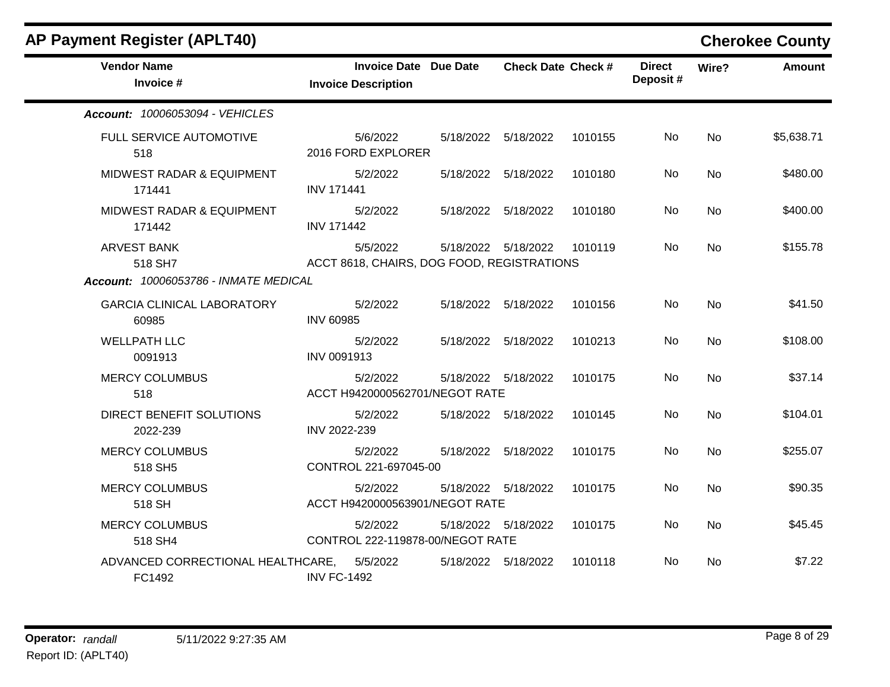## AP Payment Register (APLT40)

**Cherokee County**

| Vendor Name<br>Invoice # | Invoice Date<br>Invoice Description | Due Date | Check Date | Check # | Direct Deposit # | Wire? | Amount |
|---|---|---|---|---|---|---|---|
| ***Account:** 10006053094 - VEHICLES* | | | | | | | |
| FULL SERVICE AUTOMOTIVE<br>518 | 5/6/2022<br>2016 FORD EXPLORER | 5/18/2022 | 5/18/2022 | 1010155 | No | No | $5,638.71 |
| MIDWEST RADAR & EQUIPMENT<br>171441 | 5/2/2022<br>INV 171441 | 5/18/2022 | 5/18/2022 | 1010180 | No | No | $480.00 |
| MIDWEST RADAR & EQUIPMENT<br>171442 | 5/2/2022<br>INV 171442 | 5/18/2022 | 5/18/2022 | 1010180 | No | No | $400.00 |
| ARVEST BANK<br>518 SH7 | 5/5/2022<br>ACCT 8618, CHAIRS, DOG FOOD, REGISTRATIONS | 5/18/2022 | 5/18/2022 | 1010119 | No | No | $155.78 |
| ***Account:** 10006053786 - INMATE MEDICAL* | | | | | | | |
| GARCIA CLINICAL LABORATORY<br>60985 | 5/2/2022<br>INV 60985 | 5/18/2022 | 5/18/2022 | 1010156 | No | No | $41.50 |
| WELLPATH LLC<br>0091913 | 5/2/2022<br>INV 0091913 | 5/18/2022 | 5/18/2022 | 1010213 | No | No | $108.00 |
| MERCY COLUMBUS<br>518 | 5/2/2022<br>ACCT H9420000562701/NEGOT RATE | 5/18/2022 | 5/18/2022 | 1010175 | No | No | $37.14 |
| DIRECT BENEFIT SOLUTIONS<br>2022-239 | 5/2/2022<br>INV 2022-239 | 5/18/2022 | 5/18/2022 | 1010145 | No | No | $104.01 |
| MERCY COLUMBUS<br>518 SH5 | 5/2/2022<br>CONTROL 221-697045-00 | 5/18/2022 | 5/18/2022 | 1010175 | No | No | $255.07 |
| MERCY COLUMBUS<br>518 SH | 5/2/2022<br>ACCT H9420000563901/NEGOT RATE | 5/18/2022 | 5/18/2022 | 1010175 | No | No | $90.35 |
| MERCY COLUMBUS<br>518 SH4 | 5/2/2022<br>CONTROL 222-119878-00/NEGOT RATE | 5/18/2022 | 5/18/2022 | 1010175 | No | No | $45.45 |
| ADVANCED CORRECTIONAL HEALTHCARE,<br>FC1492 | 5/5/2022<br>INV FC-1492 | 5/18/2022 | 5/18/2022 | 1010118 | No | No | $7.22 |

**Operator:** *randall* 5/11/2022 9:27:35 AM

Report ID: (APLT40)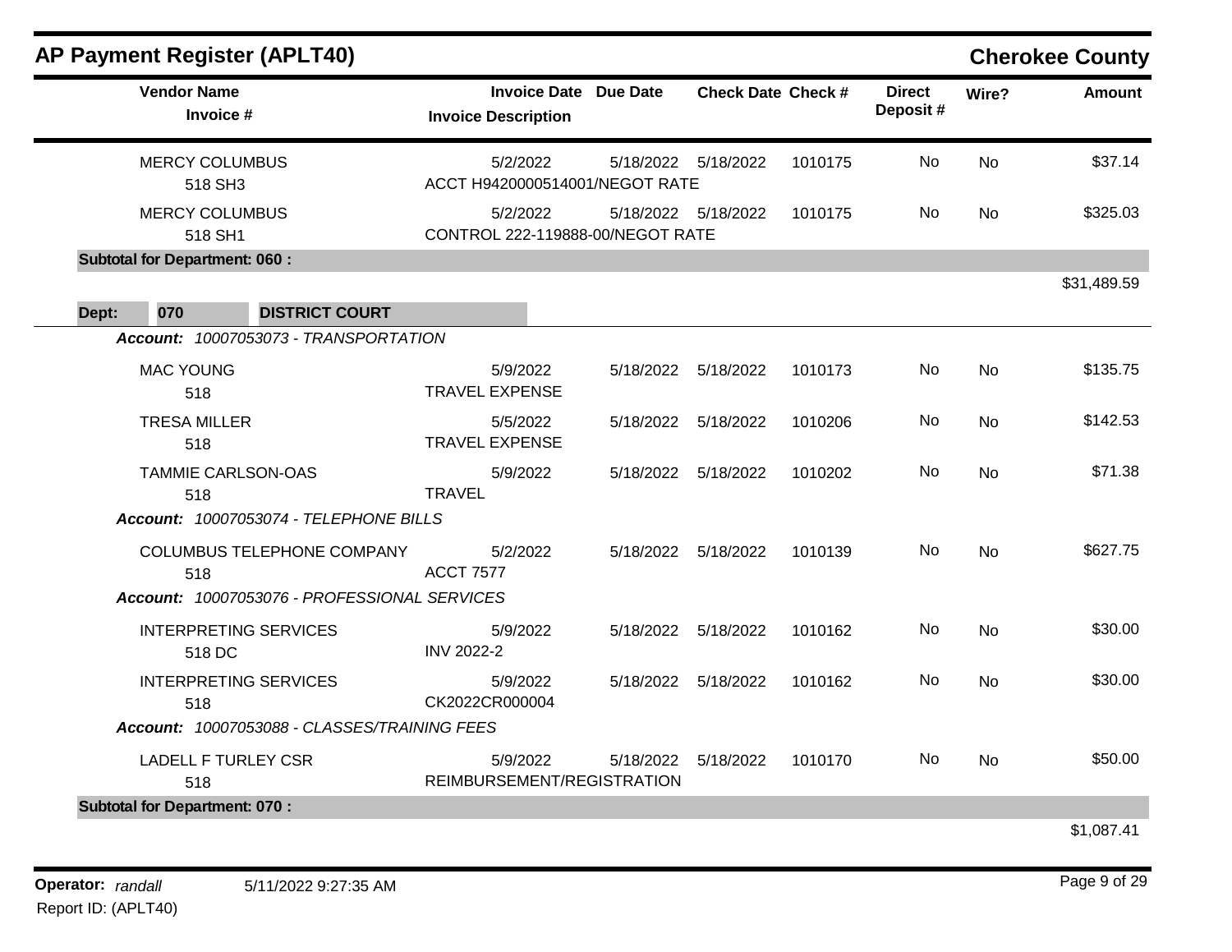## AP Payment Register (APLT40)

**Cherokee County**

| Vendor Name / Invoice # | Invoice Date / Invoice Description | Due Date | Check Date | Check # | Direct Deposit # | Wire? | Amount |
|---|---|---|---|---|---|---|---|
| MERCY COLUMBUS<br>518 SH3 | 5/2/2022<br>ACCT H9420000514001/NEGOT RATE | 5/18/2022 | 5/18/2022 | 1010175 | No | No | $37.14 |
| MERCY COLUMBUS<br>518 SH1 | 5/2/2022<br>CONTROL 222-119888-00/NEGOT RATE | 5/18/2022 | 5/18/2022 | 1010175 | No | No | $325.03 |
| **Subtotal for Department: 060 :** | | | | | | | $31,489.59 |

**Dept: 070 DISTRICT COURT**

*Account: 10007053073 - TRANSPORTATION*

| Vendor Name / Invoice # | Invoice Date / Invoice Description | Due Date | Check Date | Check # | Direct Deposit # | Wire? | Amount |
|---|---|---|---|---|---|---|---|
| MAC YOUNG<br>518 | 5/9/2022<br>TRAVEL EXPENSE | 5/18/2022 | 5/18/2022 | 1010173 | No | No | $135.75 |
| TRESA MILLER<br>518 | 5/5/2022<br>TRAVEL EXPENSE | 5/18/2022 | 5/18/2022 | 1010206 | No | No | $142.53 |
| TAMMIE CARLSON-OAS<br>518 | 5/9/2022<br>TRAVEL | 5/18/2022 | 5/18/2022 | 1010202 | No | No | $71.38 |

*Account: 10007053074 - TELEPHONE BILLS*

| Vendor Name / Invoice # | Invoice Date / Invoice Description | Due Date | Check Date | Check # | Direct Deposit # | Wire? | Amount |
|---|---|---|---|---|---|---|---|
| COLUMBUS TELEPHONE COMPANY<br>518 | 5/2/2022<br>ACCT 7577 | 5/18/2022 | 5/18/2022 | 1010139 | No | No | $627.75 |

*Account: 10007053076 - PROFESSIONAL SERVICES*

| Vendor Name / Invoice # | Invoice Date / Invoice Description | Due Date | Check Date | Check # | Direct Deposit # | Wire? | Amount |
|---|---|---|---|---|---|---|---|
| INTERPRETING SERVICES<br>518 DC | 5/9/2022<br>INV 2022-2 | 5/18/2022 | 5/18/2022 | 1010162 | No | No | $30.00 |
| INTERPRETING SERVICES<br>518 | 5/9/2022<br>CK2022CR000004 | 5/18/2022 | 5/18/2022 | 1010162 | No | No | $30.00 |

*Account: 10007053088 - CLASSES/TRAINING FEES*

| Vendor Name / Invoice # | Invoice Date / Invoice Description | Due Date | Check Date | Check # | Direct Deposit # | Wire? | Amount |
|---|---|---|---|---|---|---|---|
| LADELL F TURLEY CSR<br>518 | 5/9/2022<br>REIMBURSEMENT/REGISTRATION | 5/18/2022 | 5/18/2022 | 1010170 | No | No | $50.00 |
| **Subtotal for Department: 070 :** | | | | | | | $1,087.41 |

Operator: *randall* 5/11/2022 9:27:35 AM
Report ID: (APLT40)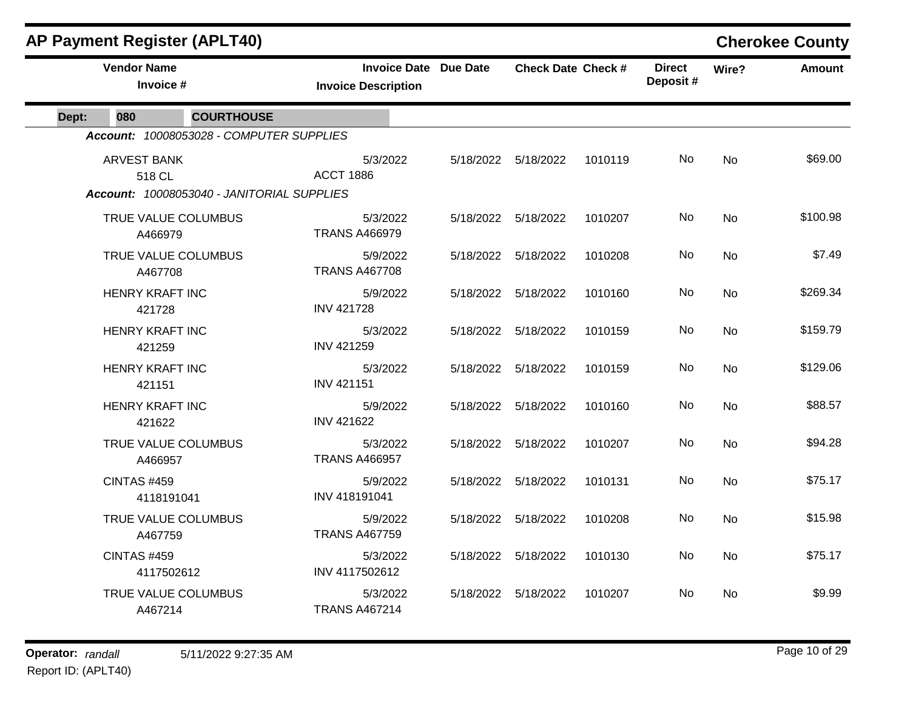## AP Payment Register (APLT40)

**Cherokee County**

| Vendor Name / Invoice # | Invoice Date / Invoice Description | Due Date | Check Date | Check # | Direct Deposit # | Wire? | Amount |
|---|---|---|---|---|---|---|---|
| **Dept: 080 COURTHOUSE** | | | | | | | |
| ***Account: 10008053028 - COMPUTER SUPPLIES*** | | | | | | | |
| ARVEST BANK<br>518 CL | 5/3/2022<br>ACCT 1886 | 5/18/2022 | 5/18/2022 | 1010119 | No | No | $69.00 |
| ***Account: 10008053040 - JANITORIAL SUPPLIES*** | | | | | | | |
| TRUE VALUE COLUMBUS<br>A466979 | 5/3/2022<br>TRANS A466979 | 5/18/2022 | 5/18/2022 | 1010207 | No | No | $100.98 |
| TRUE VALUE COLUMBUS<br>A467708 | 5/9/2022<br>TRANS A467708 | 5/18/2022 | 5/18/2022 | 1010208 | No | No | $7.49 |
| HENRY KRAFT INC<br>421728 | 5/9/2022<br>INV 421728 | 5/18/2022 | 5/18/2022 | 1010160 | No | No | $269.34 |
| HENRY KRAFT INC<br>421259 | 5/3/2022<br>INV 421259 | 5/18/2022 | 5/18/2022 | 1010159 | No | No | $159.79 |
| HENRY KRAFT INC<br>421151 | 5/3/2022<br>INV 421151 | 5/18/2022 | 5/18/2022 | 1010159 | No | No | $129.06 |
| HENRY KRAFT INC<br>421622 | 5/9/2022<br>INV 421622 | 5/18/2022 | 5/18/2022 | 1010160 | No | No | $88.57 |
| TRUE VALUE COLUMBUS<br>A466957 | 5/3/2022<br>TRANS A466957 | 5/18/2022 | 5/18/2022 | 1010207 | No | No | $94.28 |
| CINTAS #459<br>4118191041 | 5/9/2022<br>INV 418191041 | 5/18/2022 | 5/18/2022 | 1010131 | No | No | $75.17 |
| TRUE VALUE COLUMBUS<br>A467759 | 5/9/2022<br>TRANS A467759 | 5/18/2022 | 5/18/2022 | 1010208 | No | No | $15.98 |
| CINTAS #459<br>4117502612 | 5/3/2022<br>INV 4117502612 | 5/18/2022 | 5/18/2022 | 1010130 | No | No | $75.17 |
| TRUE VALUE COLUMBUS<br>A467214 | 5/3/2022<br>TRANS A467214 | 5/18/2022 | 5/18/2022 | 1010207 | No | No | $9.99 |

**Operator:** *randall* 5/11/2022 9:27:35 AM
Report ID: (APLT40)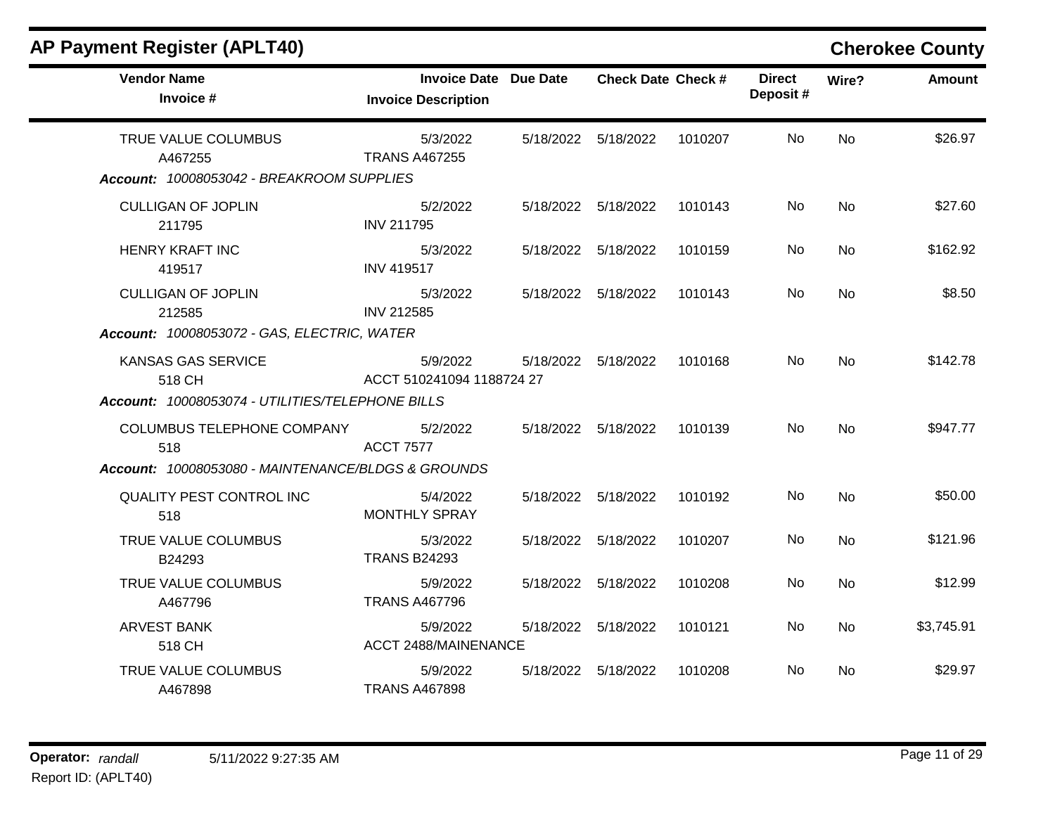## AP Payment Register (APLT40)

**Cherokee County**

| Vendor Name / Invoice # | Invoice Date / Invoice Description | Due Date | Check Date | Check # | Direct Deposit # | Wire? | Amount |
|---|---|---|---|---|---|---|---|
| TRUE VALUE COLUMBUS<br>A467255 | 5/3/2022<br>TRANS A467255 | 5/18/2022 | 5/18/2022 | 1010207 | No | No | $26.97 |
| ***Account:*** *10008053042 - BREAKROOM SUPPLIES* | | | | | | | |
| CULLIGAN OF JOPLIN<br>211795 | 5/2/2022<br>INV 211795 | 5/18/2022 | 5/18/2022 | 1010143 | No | No | $27.60 |
| HENRY KRAFT INC<br>419517 | 5/3/2022<br>INV 419517 | 5/18/2022 | 5/18/2022 | 1010159 | No | No | $162.92 |
| CULLIGAN OF JOPLIN<br>212585 | 5/3/2022<br>INV 212585 | 5/18/2022 | 5/18/2022 | 1010143 | No | No | $8.50 |
| ***Account:*** *10008053072 - GAS, ELECTRIC, WATER* | | | | | | | |
| KANSAS GAS SERVICE<br>518 CH | 5/9/2022<br>ACCT 510241094 1188724 27 | 5/18/2022 | 5/18/2022 | 1010168 | No | No | $142.78 |
| ***Account:*** *10008053074 - UTILITIES/TELEPHONE BILLS* | | | | | | | |
| COLUMBUS TELEPHONE COMPANY<br>518 | 5/2/2022<br>ACCT 7577 | 5/18/2022 | 5/18/2022 | 1010139 | No | No | $947.77 |
| ***Account:*** *10008053080 - MAINTENANCE/BLDGS & GROUNDS* | | | | | | | |
| QUALITY PEST CONTROL INC<br>518 | 5/4/2022<br>MONTHLY SPRAY | 5/18/2022 | 5/18/2022 | 1010192 | No | No | $50.00 |
| TRUE VALUE COLUMBUS<br>B24293 | 5/3/2022<br>TRANS B24293 | 5/18/2022 | 5/18/2022 | 1010207 | No | No | $121.96 |
| TRUE VALUE COLUMBUS<br>A467796 | 5/9/2022<br>TRANS A467796 | 5/18/2022 | 5/18/2022 | 1010208 | No | No | $12.99 |
| ARVEST BANK<br>518 CH | 5/9/2022<br>ACCT 2488/MAINENANCE | 5/18/2022 | 5/18/2022 | 1010121 | No | No | $3,745.91 |
| TRUE VALUE COLUMBUS<br>A467898 | 5/9/2022<br>TRANS A467898 | 5/18/2022 | 5/18/2022 | 1010208 | No | No | $29.97 |

**Operator:** *randall* 5/11/2022 9:27:35 AM
Report ID: (APLT40)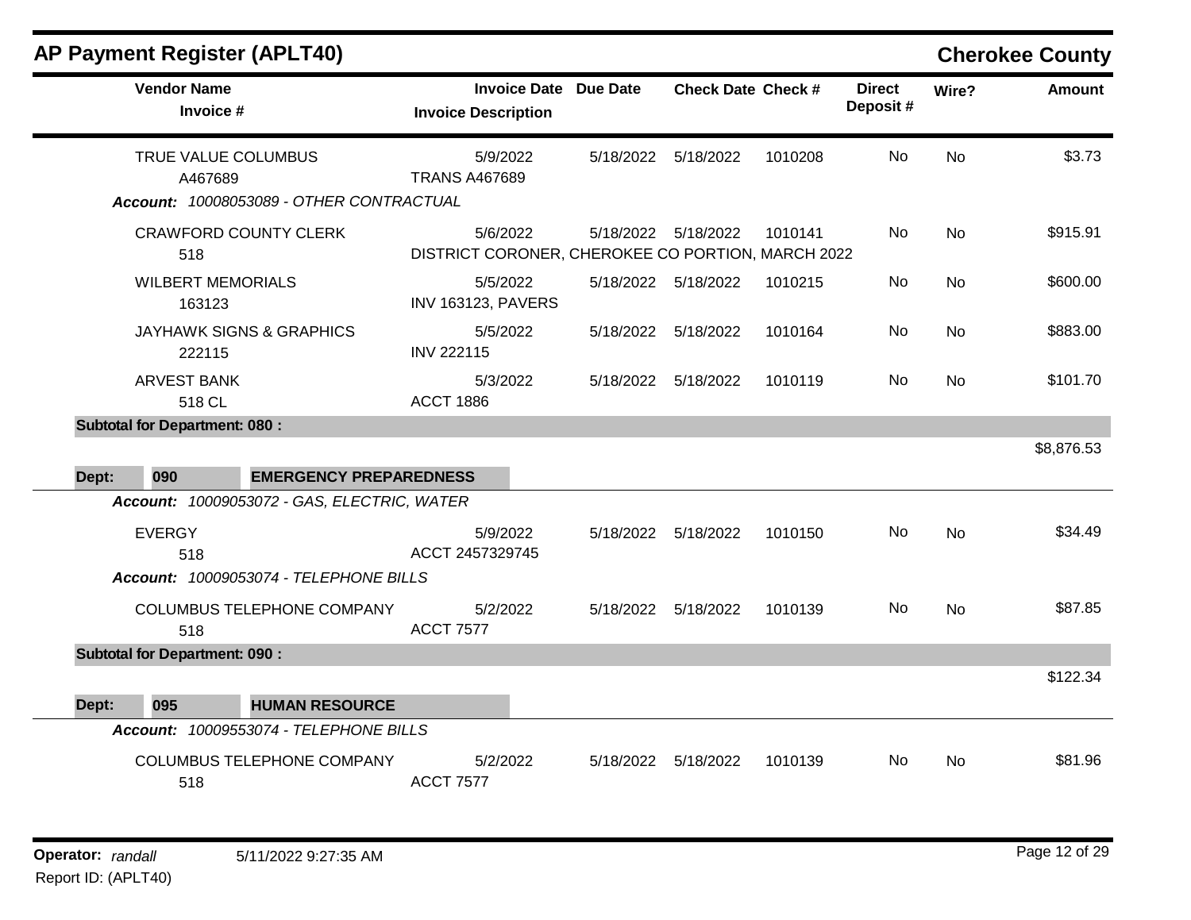## AP Payment Register (APLT40)

**Cherokee County**

| Vendor Name / Invoice # | Invoice Date / Invoice Description | Due Date | Check Date | Check # | Direct Deposit # | Wire? | Amount |
|---|---|---|---|---|---|---|---|
| TRUE VALUE COLUMBUS<br>A467689 | 5/9/2022<br>TRANS A467689 | 5/18/2022 | 5/18/2022 | 1010208 | No | No | $3.73 |
| ***Account: 10008053089 - OTHER CONTRACTUAL*** | | | | | | | |
| CRAWFORD COUNTY CLERK<br>518 | 5/6/2022<br>DISTRICT CORONER, CHEROKEE CO PORTION, MARCH 2022 | 5/18/2022 | 5/18/2022 | 1010141 | No | No | $915.91 |
| WILBERT MEMORIALS<br>163123 | 5/5/2022<br>INV 163123, PAVERS | 5/18/2022 | 5/18/2022 | 1010215 | No | No | $600.00 |
| JAYHAWK SIGNS & GRAPHICS<br>222115 | 5/5/2022<br>INV 222115 | 5/18/2022 | 5/18/2022 | 1010164 | No | No | $883.00 |
| ARVEST BANK<br>518 CL | 5/3/2022<br>ACCT 1886 | 5/18/2022 | 5/18/2022 | 1010119 | No | No | $101.70 |
| **Subtotal for Department: 080 :** | | | | | | | $8,876.53 |
| **Dept: 090 EMERGENCY PREPAREDNESS** | | | | | | | |
| ***Account: 10009053072 - GAS, ELECTRIC, WATER*** | | | | | | | |
| EVERGY<br>518 | 5/9/2022<br>ACCT 2457329745 | 5/18/2022 | 5/18/2022 | 1010150 | No | No | $34.49 |
| ***Account: 10009053074 - TELEPHONE BILLS*** | | | | | | | |
| COLUMBUS TELEPHONE COMPANY<br>518 | 5/2/2022<br>ACCT 7577 | 5/18/2022 | 5/18/2022 | 1010139 | No | No | $87.85 |
| **Subtotal for Department: 090 :** | | | | | | | $122.34 |
| **Dept: 095 HUMAN RESOURCE** | | | | | | | |
| ***Account: 10009553074 - TELEPHONE BILLS*** | | | | | | | |
| COLUMBUS TELEPHONE COMPANY<br>518 | 5/2/2022<br>ACCT 7577 | 5/18/2022 | 5/18/2022 | 1010139 | No | No | $81.96 |

**Operator:** *randall* 5/11/2022 9:27:35 AM
Report ID: (APLT40)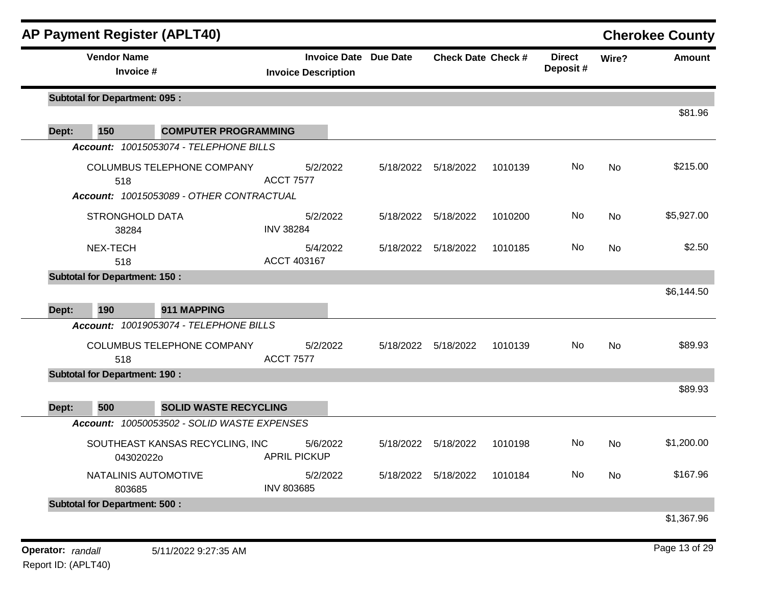## AP Payment Register (APLT40)

**Cherokee County**

| Vendor Name / Invoice # | Invoice Date / Invoice Description | Due Date | Check Date | Check # | Direct Deposit # | Wire? | Amount |
|---|---|---|---|---|---|---|---|
| **Subtotal for Department: 095 :** | | | | | | | $81.96 |
| **Dept: 150 COMPUTER PROGRAMMING** | | | | | | | |
| *Account: 10015053074 - TELEPHONE BILLS* | | | | | | | |
| COLUMBUS TELEPHONE COMPANY<br>518 | 5/2/2022<br>ACCT 7577 | 5/18/2022 | 5/18/2022 | 1010139 | No | No | $215.00 |
| *Account: 10015053089 - OTHER CONTRACTUAL* | | | | | | | |
| STRONGHOLD DATA<br>38284 | 5/2/2022<br>INV 38284 | 5/18/2022 | 5/18/2022 | 1010200 | No | No | $5,927.00 |
| NEX-TECH<br>518 | 5/4/2022<br>ACCT 403167 | 5/18/2022 | 5/18/2022 | 1010185 | No | No | $2.50 |
| **Subtotal for Department: 150 :** | | | | | | | $6,144.50 |
| **Dept: 190 911 MAPPING** | | | | | | | |
| *Account: 10019053074 - TELEPHONE BILLS* | | | | | | | |
| COLUMBUS TELEPHONE COMPANY<br>518 | 5/2/2022<br>ACCT 7577 | 5/18/2022 | 5/18/2022 | 1010139 | No | No | $89.93 |
| **Subtotal for Department: 190 :** | | | | | | | $89.93 |
| **Dept: 500 SOLID WASTE RECYCLING** | | | | | | | |
| *Account: 10050053502 - SOLID WASTE EXPENSES* | | | | | | | |
| SOUTHEAST KANSAS RECYCLING, INC<br>04302022o | 5/6/2022<br>APRIL PICKUP | 5/18/2022 | 5/18/2022 | 1010198 | No | No | $1,200.00 |
| NATALINIS AUTOMOTIVE<br>803685 | 5/2/2022<br>INV 803685 | 5/18/2022 | 5/18/2022 | 1010184 | No | No | $167.96 |
| **Subtotal for Department: 500 :** | | | | | | | $1,367.96 |

**Operator:** *randall* 5/11/2022 9:27:35 AM

Report ID: (APLT40)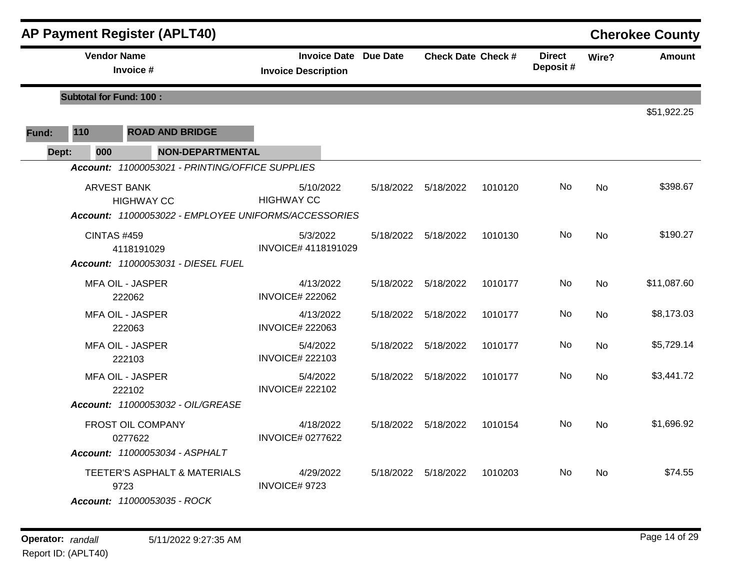## AP Payment Register (APLT40)

**Cherokee County**

| Vendor Name / Invoice # | Invoice Date / Invoice Description | Due Date | Check Date | Check # | Direct Deposit # | Wire? | Amount |
|---|---|---|---|---|---|---|---|
| **Subtotal for Fund: 100 :** | | | | | | | $51,922.25 |

**Fund:** 110 **ROAD AND BRIDGE**

**Dept:** 000 **NON-DEPARTMENTAL**

***Account:*** *11000053021 - PRINTING/OFFICE SUPPLIES*

| Vendor Name / Invoice # | Invoice Date / Invoice Description | Due Date | Check Date | Check # | Direct Deposit # | Wire? | Amount |
|---|---|---|---|---|---|---|---|
| ARVEST BANK<br>HIGHWAY CC | 5/10/2022<br>HIGHWAY CC | 5/18/2022 | 5/18/2022 | 1010120 | No | No | $398.67 |

***Account:*** *11000053022 - EMPLOYEE UNIFORMS/ACCESSORIES*

| Vendor Name / Invoice # | Invoice Date / Invoice Description | Due Date | Check Date | Check # | Direct Deposit # | Wire? | Amount |
|---|---|---|---|---|---|---|---|
| CINTAS #459<br>4118191029 | 5/3/2022<br>INVOICE# 4118191029 | 5/18/2022 | 5/18/2022 | 1010130 | No | No | $190.27 |

***Account:*** *11000053031 - DIESEL FUEL*

| Vendor Name / Invoice # | Invoice Date / Invoice Description | Due Date | Check Date | Check # | Direct Deposit # | Wire? | Amount |
|---|---|---|---|---|---|---|---|
| MFA OIL - JASPER<br>222062 | 4/13/2022<br>INVOICE# 222062 | 5/18/2022 | 5/18/2022 | 1010177 | No | No | $11,087.60 |
| MFA OIL - JASPER<br>222063 | 4/13/2022<br>INVOICE# 222063 | 5/18/2022 | 5/18/2022 | 1010177 | No | No | $8,173.03 |
| MFA OIL - JASPER<br>222103 | 5/4/2022<br>INVOICE# 222103 | 5/18/2022 | 5/18/2022 | 1010177 | No | No | $5,729.14 |
| MFA OIL - JASPER<br>222102 | 5/4/2022<br>INVOICE# 222102 | 5/18/2022 | 5/18/2022 | 1010177 | No | No | $3,441.72 |

***Account:*** *11000053032 - OIL/GREASE*

| Vendor Name / Invoice # | Invoice Date / Invoice Description | Due Date | Check Date | Check # | Direct Deposit # | Wire? | Amount |
|---|---|---|---|---|---|---|---|
| FROST OIL COMPANY<br>0277622 | 4/18/2022<br>INVOICE# 0277622 | 5/18/2022 | 5/18/2022 | 1010154 | No | No | $1,696.92 |

***Account:*** *11000053034 - ASPHALT*

| Vendor Name / Invoice # | Invoice Date / Invoice Description | Due Date | Check Date | Check # | Direct Deposit # | Wire? | Amount |
|---|---|---|---|---|---|---|---|
| TEETER'S ASPHALT & MATERIALS<br>9723 | 4/29/2022<br>INVOICE# 9723 | 5/18/2022 | 5/18/2022 | 1010203 | No | No | $74.55 |

***Account:*** *11000053035 - ROCK*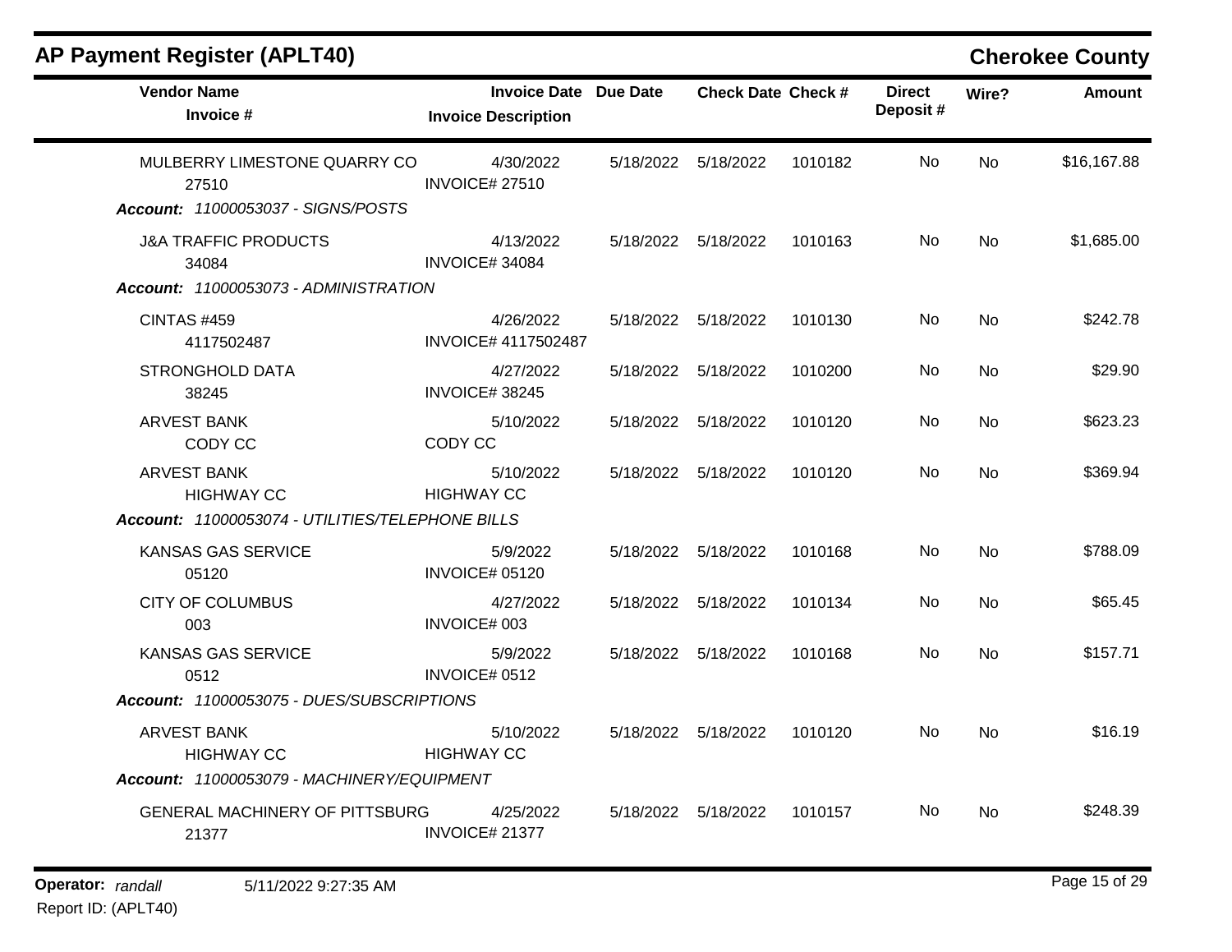## AP Payment Register (APLT40)

**Cherokee County**

| Vendor Name / Invoice # | Invoice Date / Invoice Description | Due Date | Check Date | Check # | Direct Deposit # | Wire? | Amount |
|---|---|---|---|---|---|---|---|
| MULBERRY LIMESTONE QUARRY CO<br>27510 | 4/30/2022<br>INVOICE# 27510 | 5/18/2022 | 5/18/2022 | 1010182 | No | No | $16,167.88 |
| ***Account:*** *11000053037 - SIGNS/POSTS* | | | | | | | |
| J&A TRAFFIC PRODUCTS<br>34084 | 4/13/2022<br>INVOICE# 34084 | 5/18/2022 | 5/18/2022 | 1010163 | No | No | $1,685.00 |
| ***Account:*** *11000053073 - ADMINISTRATION* | | | | | | | |
| CINTAS #459<br>4117502487 | 4/26/2022<br>INVOICE# 4117502487 | 5/18/2022 | 5/18/2022 | 1010130 | No | No | $242.78 |
| STRONGHOLD DATA<br>38245 | 4/27/2022<br>INVOICE# 38245 | 5/18/2022 | 5/18/2022 | 1010200 | No | No | $29.90 |
| ARVEST BANK<br>CODY CC | 5/10/2022<br>CODY CC | 5/18/2022 | 5/18/2022 | 1010120 | No | No | $623.23 |
| ARVEST BANK<br>HIGHWAY CC | 5/10/2022<br>HIGHWAY CC | 5/18/2022 | 5/18/2022 | 1010120 | No | No | $369.94 |
| ***Account:*** *11000053074 - UTILITIES/TELEPHONE BILLS* | | | | | | | |
| KANSAS GAS SERVICE<br>05120 | 5/9/2022<br>INVOICE# 05120 | 5/18/2022 | 5/18/2022 | 1010168 | No | No | $788.09 |
| CITY OF COLUMBUS<br>003 | 4/27/2022<br>INVOICE# 003 | 5/18/2022 | 5/18/2022 | 1010134 | No | No | $65.45 |
| KANSAS GAS SERVICE<br>0512 | 5/9/2022<br>INVOICE# 0512 | 5/18/2022 | 5/18/2022 | 1010168 | No | No | $157.71 |
| ***Account:*** *11000053075 - DUES/SUBSCRIPTIONS* | | | | | | | |
| ARVEST BANK<br>HIGHWAY CC | 5/10/2022<br>HIGHWAY CC | 5/18/2022 | 5/18/2022 | 1010120 | No | No | $16.19 |
| ***Account:*** *11000053079 - MACHINERY/EQUIPMENT* | | | | | | | |
| GENERAL MACHINERY OF PITTSBURG<br>21377 | 4/25/2022<br>INVOICE# 21377 | 5/18/2022 | 5/18/2022 | 1010157 | No | No | $248.39 |

**Operator:** *randall* 5/11/2022 9:27:35 AM

Report ID: (APLT40)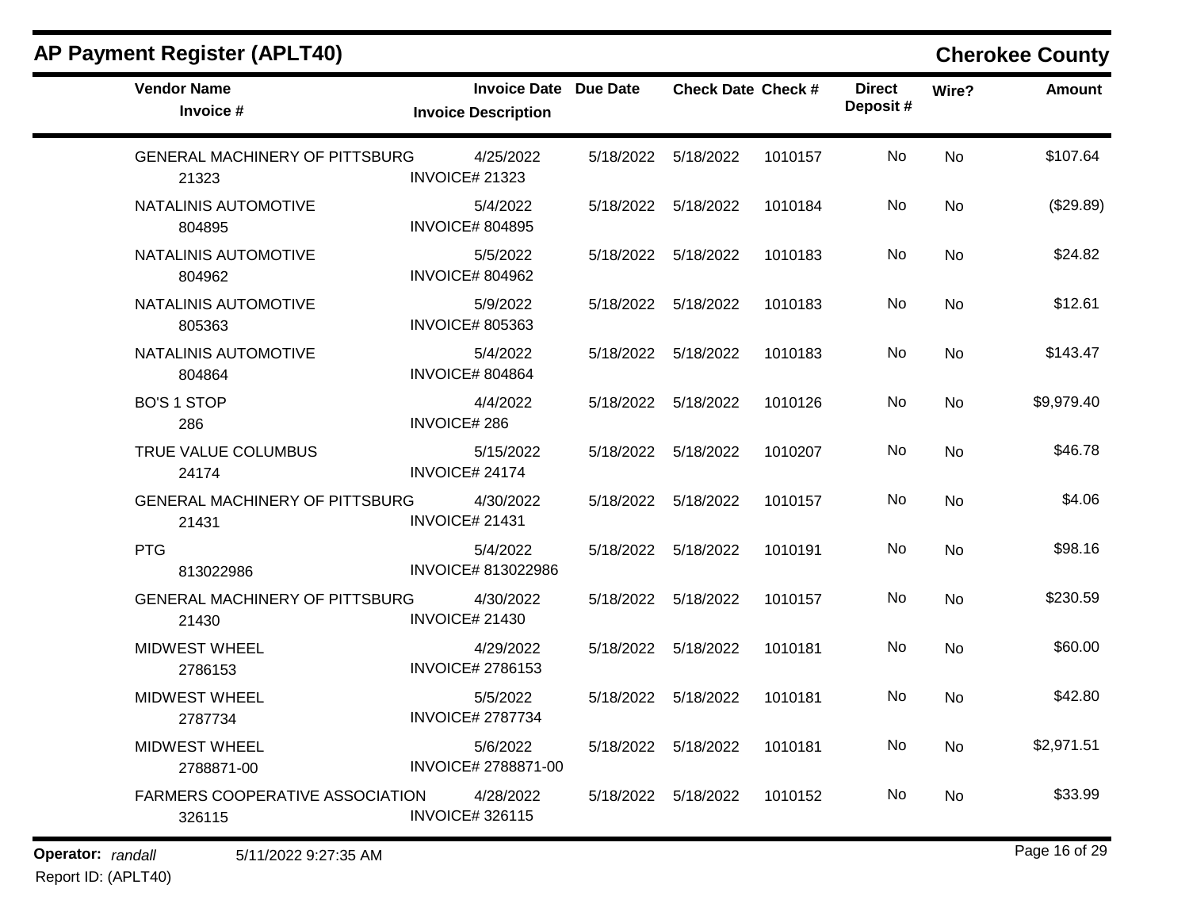## AP Payment Register (APLT40)

**Cherokee County**

| Vendor Name<br>Invoice # | Invoice Date<br>Invoice Description | Due Date | Check Date | Check # | Direct Deposit # | Wire? | Amount |
|---|---|---|---|---|---|---|---|
| GENERAL MACHINERY OF PITTSBURG<br>21323 | 4/25/2022<br>INVOICE# 21323 | 5/18/2022 | 5/18/2022 | 1010157 | No | No | $107.64 |
| NATALINIS AUTOMOTIVE<br>804895 | 5/4/2022<br>INVOICE# 804895 | 5/18/2022 | 5/18/2022 | 1010184 | No | No | ($29.89) |
| NATALINIS AUTOMOTIVE<br>804962 | 5/5/2022<br>INVOICE# 804962 | 5/18/2022 | 5/18/2022 | 1010183 | No | No | $24.82 |
| NATALINIS AUTOMOTIVE<br>805363 | 5/9/2022<br>INVOICE# 805363 | 5/18/2022 | 5/18/2022 | 1010183 | No | No | $12.61 |
| NATALINIS AUTOMOTIVE<br>804864 | 5/4/2022<br>INVOICE# 804864 | 5/18/2022 | 5/18/2022 | 1010183 | No | No | $143.47 |
| BO'S 1 STOP<br>286 | 4/4/2022<br>INVOICE# 286 | 5/18/2022 | 5/18/2022 | 1010126 | No | No | $9,979.40 |
| TRUE VALUE COLUMBUS<br>24174 | 5/15/2022<br>INVOICE# 24174 | 5/18/2022 | 5/18/2022 | 1010207 | No | No | $46.78 |
| GENERAL MACHINERY OF PITTSBURG<br>21431 | 4/30/2022<br>INVOICE# 21431 | 5/18/2022 | 5/18/2022 | 1010157 | No | No | $4.06 |
| PTG<br>813022986 | 5/4/2022<br>INVOICE# 813022986 | 5/18/2022 | 5/18/2022 | 1010191 | No | No | $98.16 |
| GENERAL MACHINERY OF PITTSBURG<br>21430 | 4/30/2022<br>INVOICE# 21430 | 5/18/2022 | 5/18/2022 | 1010157 | No | No | $230.59 |
| MIDWEST WHEEL<br>2786153 | 4/29/2022<br>INVOICE# 2786153 | 5/18/2022 | 5/18/2022 | 1010181 | No | No | $60.00 |
| MIDWEST WHEEL<br>2787734 | 5/5/2022<br>INVOICE# 2787734 | 5/18/2022 | 5/18/2022 | 1010181 | No | No | $42.80 |
| MIDWEST WHEEL<br>2788871-00 | 5/6/2022<br>INVOICE# 2788871-00 | 5/18/2022 | 5/18/2022 | 1010181 | No | No | $2,971.51 |
| FARMERS COOPERATIVE ASSOCIATION<br>326115 | 4/28/2022<br>INVOICE# 326115 | 5/18/2022 | 5/18/2022 | 1010152 | No | No | $33.99 |

**Operator:** *randall* 5/11/2022 9:27:35 AM
Report ID: (APLT40)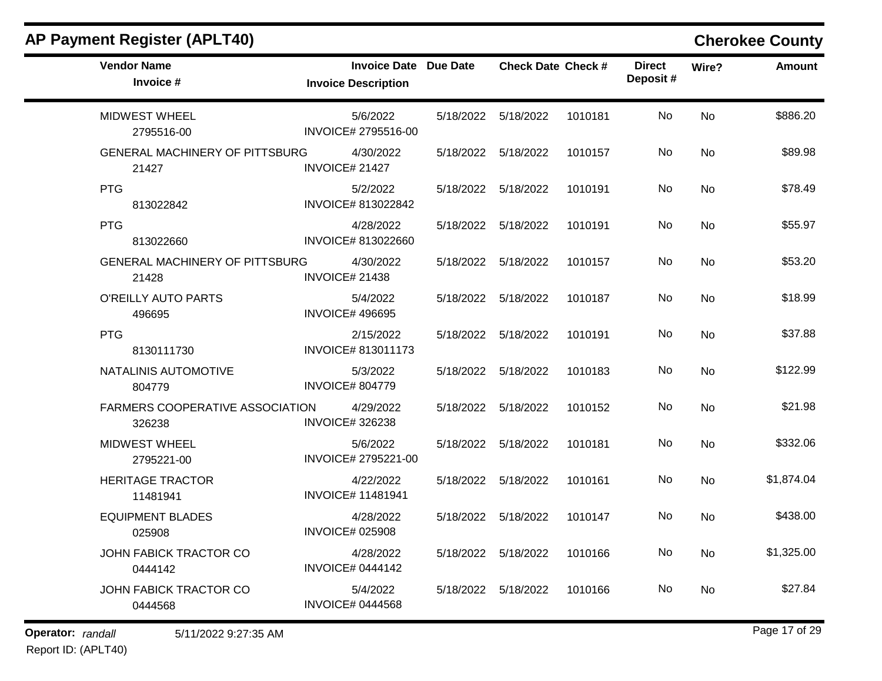## AP Payment Register (APLT40)

## Cherokee County

| Vendor Name<br>Invoice # | Invoice Date<br>Invoice Description | Due Date | Check Date | Check # | Direct Deposit # | Wire? | Amount |
|---|---|---|---|---|---|---|---|
| MIDWEST WHEEL<br>2795516-00 | 5/6/2022<br>INVOICE# 2795516-00 | 5/18/2022 | 5/18/2022 | 1010181 | No | No | $886.20 |
| GENERAL MACHINERY OF PITTSBURG<br>21427 | 4/30/2022<br>INVOICE# 21427 | 5/18/2022 | 5/18/2022 | 1010157 | No | No | $89.98 |
| PTG<br>813022842 | 5/2/2022<br>INVOICE# 813022842 | 5/18/2022 | 5/18/2022 | 1010191 | No | No | $78.49 |
| PTG<br>813022660 | 4/28/2022<br>INVOICE# 813022660 | 5/18/2022 | 5/18/2022 | 1010191 | No | No | $55.97 |
| GENERAL MACHINERY OF PITTSBURG<br>21428 | 4/30/2022<br>INVOICE# 21438 | 5/18/2022 | 5/18/2022 | 1010157 | No | No | $53.20 |
| O'REILLY AUTO PARTS<br>496695 | 5/4/2022<br>INVOICE# 496695 | 5/18/2022 | 5/18/2022 | 1010187 | No | No | $18.99 |
| PTG<br>8130111730 | 2/15/2022<br>INVOICE# 813011173 | 5/18/2022 | 5/18/2022 | 1010191 | No | No | $37.88 |
| NATALINIS AUTOMOTIVE<br>804779 | 5/3/2022<br>INVOICE# 804779 | 5/18/2022 | 5/18/2022 | 1010183 | No | No | $122.99 |
| FARMERS COOPERATIVE ASSOCIATION<br>326238 | 4/29/2022<br>INVOICE# 326238 | 5/18/2022 | 5/18/2022 | 1010152 | No | No | $21.98 |
| MIDWEST WHEEL<br>2795221-00 | 5/6/2022<br>INVOICE# 2795221-00 | 5/18/2022 | 5/18/2022 | 1010181 | No | No | $332.06 |
| HERITAGE TRACTOR<br>11481941 | 4/22/2022<br>INVOICE# 11481941 | 5/18/2022 | 5/18/2022 | 1010161 | No | No | $1,874.04 |
| EQUIPMENT BLADES<br>025908 | 4/28/2022<br>INVOICE# 025908 | 5/18/2022 | 5/18/2022 | 1010147 | No | No | $438.00 |
| JOHN FABICK TRACTOR CO<br>0444142 | 4/28/2022<br>INVOICE# 0444142 | 5/18/2022 | 5/18/2022 | 1010166 | No | No | $1,325.00 |
| JOHN FABICK TRACTOR CO<br>0444568 | 5/4/2022<br>INVOICE# 0444568 | 5/18/2022 | 5/18/2022 | 1010166 | No | No | $27.84 |

**Operator:** *randall* 5/11/2022 9:27:35 AM
Report ID: (APLT40)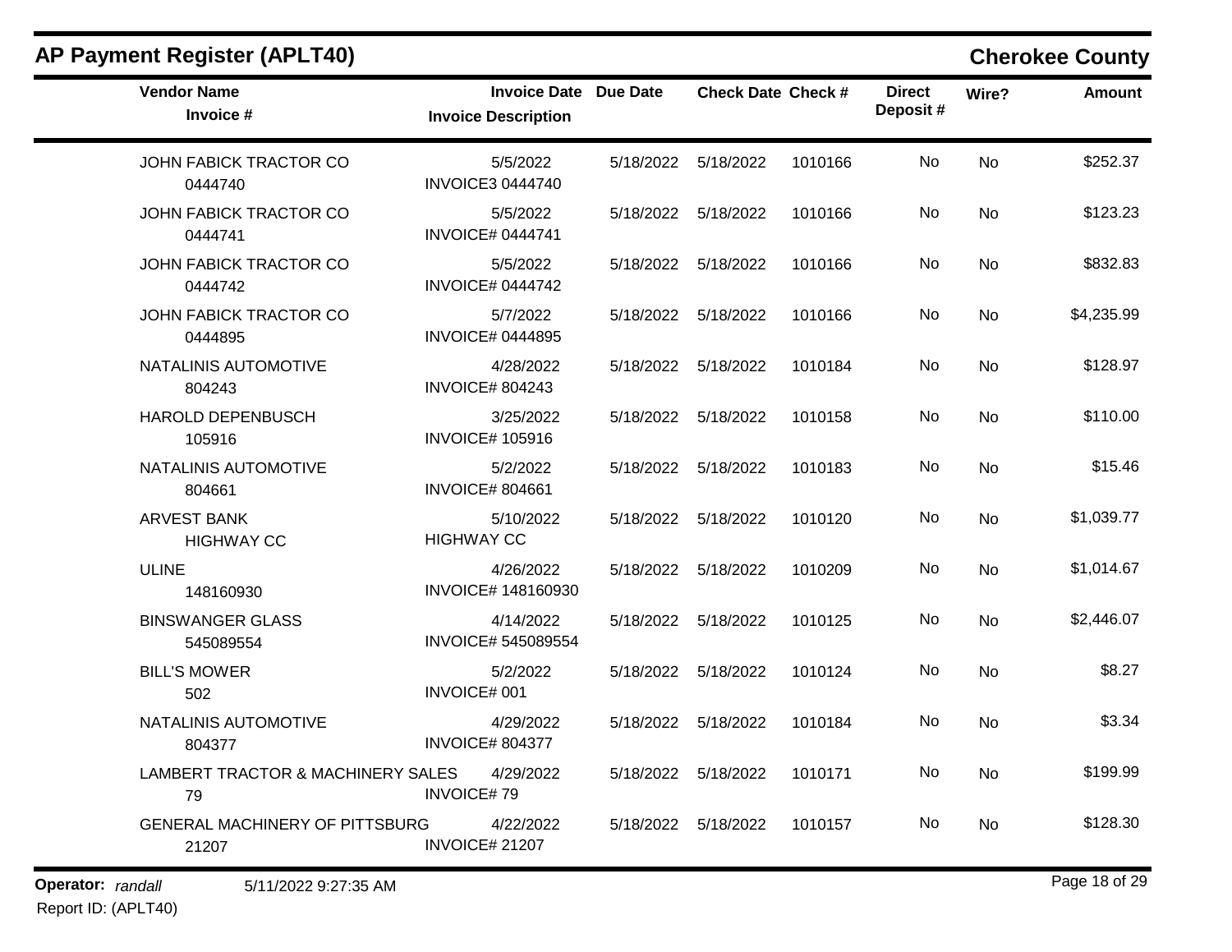# AP Payment Register (APLT40)

## Cherokee County

| Vendor Name<br>Invoice # | Invoice Date<br>Invoice Description | Due Date | Check Date | Check # | Direct Deposit # | Wire? | Amount |
|---|---|---|---|---|---|---|---|
| JOHN FABICK TRACTOR CO<br>0444740 | 5/5/2022<br>INVOICE3 0444740 | 5/18/2022 | 5/18/2022 | 1010166 | No | No | $252.37 |
| JOHN FABICK TRACTOR CO<br>0444741 | 5/5/2022<br>INVOICE# 0444741 | 5/18/2022 | 5/18/2022 | 1010166 | No | No | $123.23 |
| JOHN FABICK TRACTOR CO<br>0444742 | 5/5/2022<br>INVOICE# 0444742 | 5/18/2022 | 5/18/2022 | 1010166 | No | No | $832.83 |
| JOHN FABICK TRACTOR CO<br>0444895 | 5/7/2022<br>INVOICE# 0444895 | 5/18/2022 | 5/18/2022 | 1010166 | No | No | $4,235.99 |
| NATALINIS AUTOMOTIVE<br>804243 | 4/28/2022<br>INVOICE# 804243 | 5/18/2022 | 5/18/2022 | 1010184 | No | No | $128.97 |
| HAROLD DEPENBUSCH<br>105916 | 3/25/2022<br>INVOICE# 105916 | 5/18/2022 | 5/18/2022 | 1010158 | No | No | $110.00 |
| NATALINIS AUTOMOTIVE<br>804661 | 5/2/2022<br>INVOICE# 804661 | 5/18/2022 | 5/18/2022 | 1010183 | No | No | $15.46 |
| ARVEST BANK<br>HIGHWAY CC | 5/10/2022<br>HIGHWAY CC | 5/18/2022 | 5/18/2022 | 1010120 | No | No | $1,039.77 |
| ULINE<br>148160930 | 4/26/2022<br>INVOICE# 148160930 | 5/18/2022 | 5/18/2022 | 1010209 | No | No | $1,014.67 |
| BINSWANGER GLASS<br>545089554 | 4/14/2022<br>INVOICE# 545089554 | 5/18/2022 | 5/18/2022 | 1010125 | No | No | $2,446.07 |
| BILL'S MOWER<br>502 | 5/2/2022<br>INVOICE# 001 | 5/18/2022 | 5/18/2022 | 1010124 | No | No | $8.27 |
| NATALINIS AUTOMOTIVE<br>804377 | 4/29/2022<br>INVOICE# 804377 | 5/18/2022 | 5/18/2022 | 1010184 | No | No | $3.34 |
| LAMBERT TRACTOR & MACHINERY SALES<br>79 | 4/29/2022<br>INVOICE# 79 | 5/18/2022 | 5/18/2022 | 1010171 | No | No | $199.99 |
| GENERAL MACHINERY OF PITTSBURG<br>21207 | 4/22/2022<br>INVOICE# 21207 | 5/18/2022 | 5/18/2022 | 1010157 | No | No | $128.30 |

**Operator:** *randall* 5/11/2022 9:27:35 AM

Report ID: (APLT40)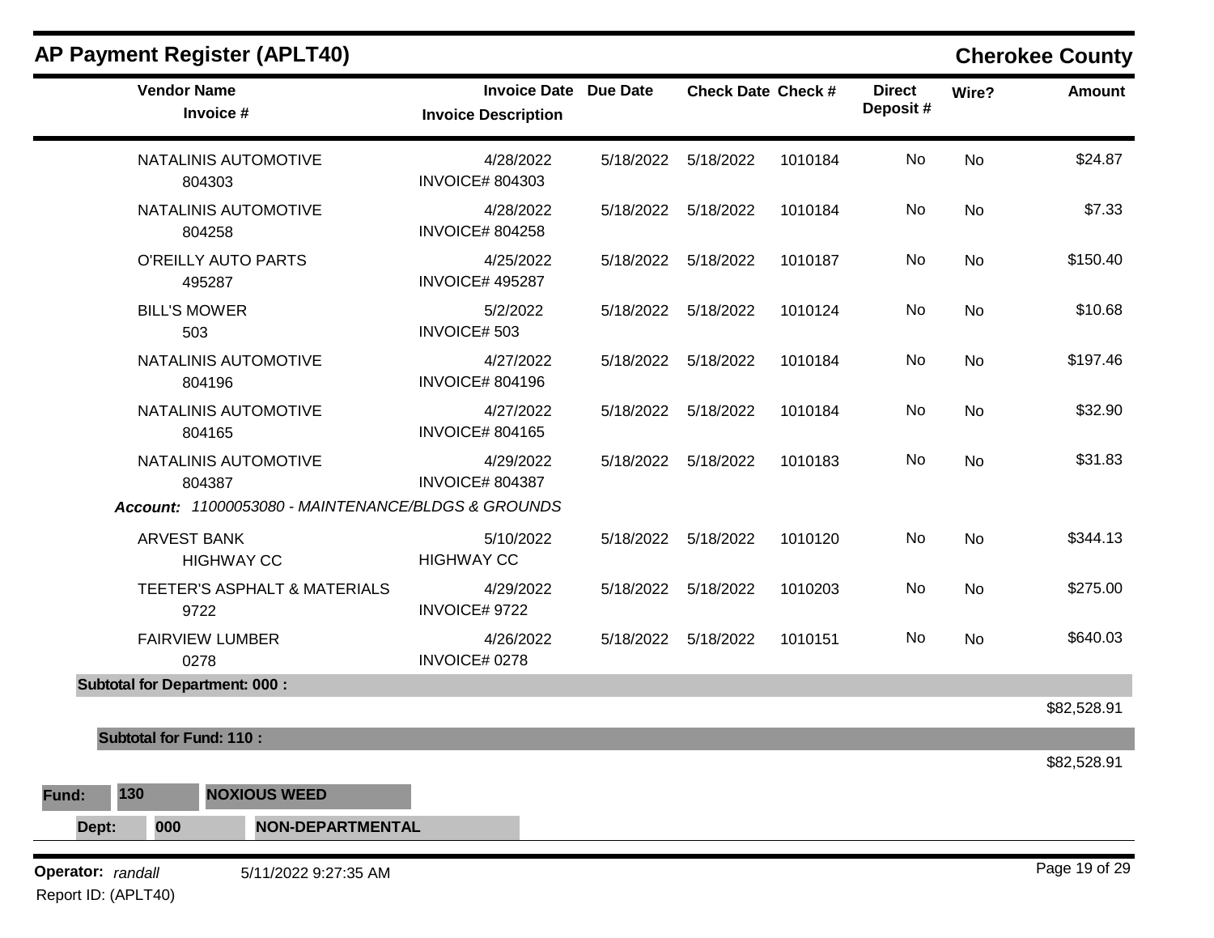## AP Payment Register (APLT40)

**Cherokee County**

| Vendor Name / Invoice # | Invoice Date / Invoice Description | Due Date | Check Date | Check # | Direct Deposit # | Wire? | Amount |
|---|---|---|---|---|---|---|---|
| NATALINIS AUTOMOTIVE<br>804303 | 4/28/2022<br>INVOICE# 804303 | 5/18/2022 | 5/18/2022 | 1010184 | No | No | $24.87 |
| NATALINIS AUTOMOTIVE<br>804258 | 4/28/2022<br>INVOICE# 804258 | 5/18/2022 | 5/18/2022 | 1010184 | No | No | $7.33 |
| O'REILLY AUTO PARTS<br>495287 | 4/25/2022<br>INVOICE# 495287 | 5/18/2022 | 5/18/2022 | 1010187 | No | No | $150.40 |
| BILL'S MOWER<br>503 | 5/2/2022<br>INVOICE# 503 | 5/18/2022 | 5/18/2022 | 1010124 | No | No | $10.68 |
| NATALINIS AUTOMOTIVE<br>804196 | 4/27/2022<br>INVOICE# 804196 | 5/18/2022 | 5/18/2022 | 1010184 | No | No | $197.46 |
| NATALINIS AUTOMOTIVE<br>804165 | 4/27/2022<br>INVOICE# 804165 | 5/18/2022 | 5/18/2022 | 1010184 | No | No | $32.90 |
| NATALINIS AUTOMOTIVE<br>804387 | 4/29/2022<br>INVOICE# 804387 | 5/18/2022 | 5/18/2022 | 1010183 | No | No | $31.83 |
| ***Account:** 11000053080 - MAINTENANCE/BLDGS & GROUNDS* | | | | | | | |
| ARVEST BANK<br>HIGHWAY CC | 5/10/2022<br>HIGHWAY CC | 5/18/2022 | 5/18/2022 | 1010120 | No | No | $344.13 |
| TEETER'S ASPHALT & MATERIALS<br>9722 | 4/29/2022<br>INVOICE# 9722 | 5/18/2022 | 5/18/2022 | 1010203 | No | No | $275.00 |
| FAIRVIEW LUMBER<br>0278 | 4/26/2022<br>INVOICE# 0278 | 5/18/2022 | 5/18/2022 | 1010151 | No | No | $640.03 |
| **Subtotal for Department: 000 :** | | | | | | | $82,528.91 |
| **Subtotal for Fund: 110 :** | | | | | | | $82,528.91 |

**Fund:** **130** **NOXIOUS WEED**

**Dept:** **000** **NON-DEPARTMENTAL**

**Operator:** *randall* 5/11/2022 9:27:35 AM

Report ID: (APLT40)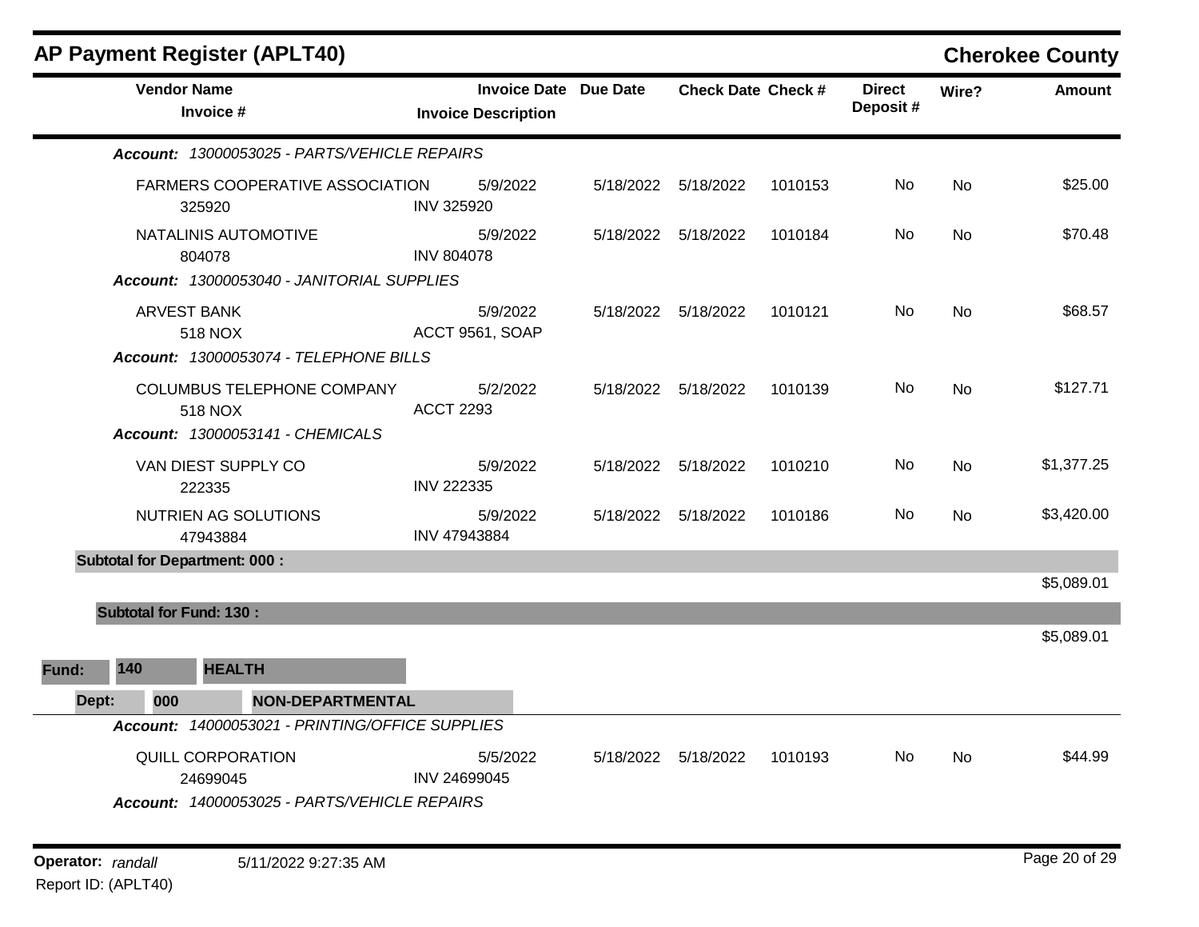# AP Payment Register (APLT40)

## Cherokee County

| Vendor Name / Invoice # | Invoice Date / Invoice Description | Due Date | Check Date | Check # | Direct Deposit # | Wire? | Amount |
|---|---|---|---|---|---|---|---|
| ***Account:* *13000053025 - PARTS/VEHICLE REPAIRS*** | | | | | | | |
| FARMERS COOPERATIVE ASSOCIATION 325920 | 5/9/2022 INV 325920 | 5/18/2022 | 5/18/2022 | 1010153 | No | No | $25.00 |
| NATALINIS AUTOMOTIVE 804078 | 5/9/2022 INV 804078 | 5/18/2022 | 5/18/2022 | 1010184 | No | No | $70.48 |
| ***Account:* *13000053040 - JANITORIAL SUPPLIES*** | | | | | | | |
| ARVEST BANK 518 NOX | 5/9/2022 ACCT 9561, SOAP | 5/18/2022 | 5/18/2022 | 1010121 | No | No | $68.57 |
| ***Account:* *13000053074 - TELEPHONE BILLS*** | | | | | | | |
| COLUMBUS TELEPHONE COMPANY 518 NOX | 5/2/2022 ACCT 2293 | 5/18/2022 | 5/18/2022 | 1010139 | No | No | $127.71 |
| ***Account:* *13000053141 - CHEMICALS*** | | | | | | | |
| VAN DIEST SUPPLY CO 222335 | 5/9/2022 INV 222335 | 5/18/2022 | 5/18/2022 | 1010210 | No | No | $1,377.25 |
| NUTRIEN AG SOLUTIONS 47943884 | 5/9/2022 INV 47943884 | 5/18/2022 | 5/18/2022 | 1010186 | No | No | $3,420.00 |
| **Subtotal for Department: 000 :** | | | | | | | $5,089.01 |
| **Subtotal for Fund: 130 :** | | | | | | | $5,089.01 |

**Fund: 140 HEALTH**

**Dept: 000 NON-DEPARTMENTAL**

| Vendor Name / Invoice # | Invoice Date / Invoice Description | Due Date | Check Date | Check # | Direct Deposit # | Wire? | Amount |
|---|---|---|---|---|---|---|---|
| ***Account:* *14000053021 - PRINTING/OFFICE SUPPLIES*** | | | | | | | |
| QUILL CORPORATION 24699045 | 5/5/2022 INV 24699045 | 5/18/2022 | 5/18/2022 | 1010193 | No | No | $44.99 |
| ***Account:* *14000053025 - PARTS/VEHICLE REPAIRS*** | | | | | | | |

**Operator:** *randall* 5/11/2022 9:27:35 AM

Report ID: (APLT40)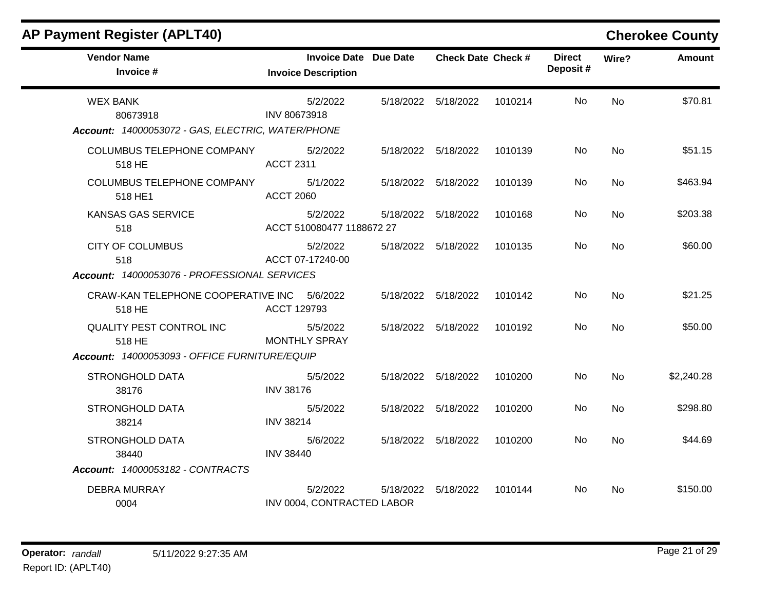# AP Payment Register (APLT40)

## Cherokee County

| Vendor Name / Invoice # | Invoice Date / Invoice Description | Due Date | Check Date | Check # | Direct Deposit # | Wire? | Amount |
|---|---|---|---|---|---|---|---|
| WEX BANK<br>80673918 | 5/2/2022<br>INV 80673918 | 5/18/2022 | 5/18/2022 | 1010214 | No | No | $70.81 |
| ***Account: 14000053072 - GAS, ELECTRIC, WATER/PHONE*** | | | | | | | |
| COLUMBUS TELEPHONE COMPANY<br>518 HE | 5/2/2022<br>ACCT 2311 | 5/18/2022 | 5/18/2022 | 1010139 | No | No | $51.15 |
| COLUMBUS TELEPHONE COMPANY<br>518 HE1 | 5/1/2022<br>ACCT 2060 | 5/18/2022 | 5/18/2022 | 1010139 | No | No | $463.94 |
| KANSAS GAS SERVICE<br>518 | 5/2/2022<br>ACCT 510080477 1188672 27 | 5/18/2022 | 5/18/2022 | 1010168 | No | No | $203.38 |
| CITY OF COLUMBUS<br>518 | 5/2/2022<br>ACCT 07-17240-00 | 5/18/2022 | 5/18/2022 | 1010135 | No | No | $60.00 |
| ***Account: 14000053076 - PROFESSIONAL SERVICES*** | | | | | | | |
| CRAW-KAN TELEPHONE COOPERATIVE INC<br>518 HE | 5/6/2022<br>ACCT 129793 | 5/18/2022 | 5/18/2022 | 1010142 | No | No | $21.25 |
| QUALITY PEST CONTROL INC<br>518 HE | 5/5/2022<br>MONTHLY SPRAY | 5/18/2022 | 5/18/2022 | 1010192 | No | No | $50.00 |
| ***Account: 14000053093 - OFFICE FURNITURE/EQUIP*** | | | | | | | |
| STRONGHOLD DATA<br>38176 | 5/5/2022<br>INV 38176 | 5/18/2022 | 5/18/2022 | 1010200 | No | No | $2,240.28 |
| STRONGHOLD DATA<br>38214 | 5/5/2022<br>INV 38214 | 5/18/2022 | 5/18/2022 | 1010200 | No | No | $298.80 |
| STRONGHOLD DATA<br>38440 | 5/6/2022<br>INV 38440 | 5/18/2022 | 5/18/2022 | 1010200 | No | No | $44.69 |
| ***Account: 14000053182 - CONTRACTS*** | | | | | | | |
| DEBRA MURRAY<br>0004 | 5/2/2022<br>INV 0004, CONTRACTED LABOR | 5/18/2022 | 5/18/2022 | 1010144 | No | No | $150.00 |

**Operator:** *randall* 5/11/2022 9:27:35 AM
Report ID: (APLT40)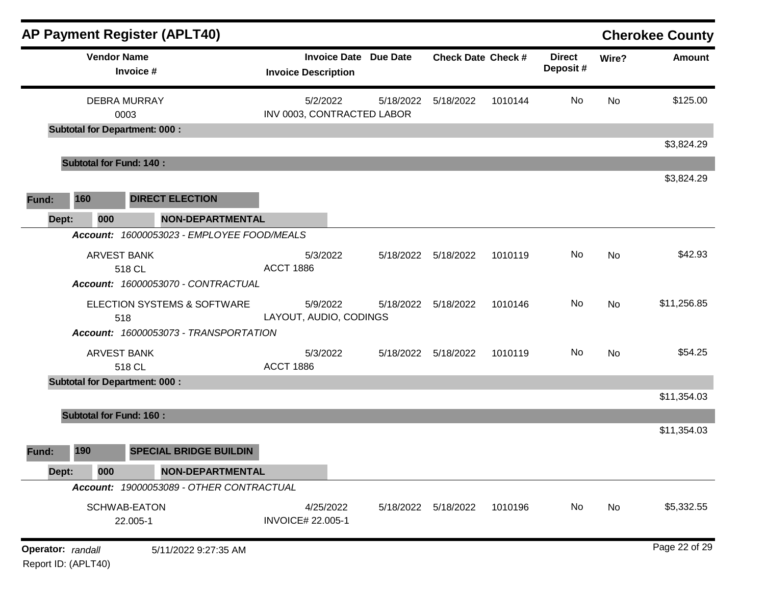# AP Payment Register (APLT40)

**Cherokee County**

| Vendor Name / Invoice # | Invoice Date / Invoice Description | Due Date | Check Date | Check # | Direct Deposit # | Wire? | Amount |
|---|---|---|---|---|---|---|---|
| DEBRA MURRAY 0003 | 5/2/2022 INV 0003, CONTRACTED LABOR | 5/18/2022 | 5/18/2022 | 1010144 | No | No | $125.00 |
| **Subtotal for Department: 000 :** | | | | | | | $3,824.29 |
| **Subtotal for Fund: 140 :** | | | | | | | $3,824.29 |

**Fund: 160 DIRECT ELECTION**

**Dept: 000 NON-DEPARTMENTAL**

| Vendor Name / Invoice # | Invoice Date / Invoice Description | Due Date | Check Date | Check # | Direct Deposit # | Wire? | Amount |
|---|---|---|---|---|---|---|---|
| ***Account: 16000053023 - EMPLOYEE FOOD/MEALS*** | | | | | | | |
| ARVEST BANK 518 CL | 5/3/2022 ACCT 1886 | 5/18/2022 | 5/18/2022 | 1010119 | No | No | $42.93 |
| ***Account: 16000053070 - CONTRACTUAL*** | | | | | | | |
| ELECTION SYSTEMS & SOFTWARE 518 | 5/9/2022 LAYOUT, AUDIO, CODINGS | 5/18/2022 | 5/18/2022 | 1010146 | No | No | $11,256.85 |
| ***Account: 16000053073 - TRANSPORTATION*** | | | | | | | |
| ARVEST BANK 518 CL | 5/3/2022 ACCT 1886 | 5/18/2022 | 5/18/2022 | 1010119 | No | No | $54.25 |
| **Subtotal for Department: 000 :** | | | | | | | $11,354.03 |
| **Subtotal for Fund: 160 :** | | | | | | | $11,354.03 |

**Fund: 190 SPECIAL BRIDGE BUILDIN**

**Dept: 000 NON-DEPARTMENTAL**

| Vendor Name / Invoice # | Invoice Date / Invoice Description | Due Date | Check Date | Check # | Direct Deposit # | Wire? | Amount |
|---|---|---|---|---|---|---|---|
| ***Account: 19000053089 - OTHER CONTRACTUAL*** | | | | | | | |
| SCHWAB-EATON 22.005-1 | 4/25/2022 INVOICE# 22.005-1 | 5/18/2022 | 5/18/2022 | 1010196 | No | No | $5,332.55 |

**Operator:** *randall* 5/11/2022 9:27:35 AM

Report ID: (APLT40)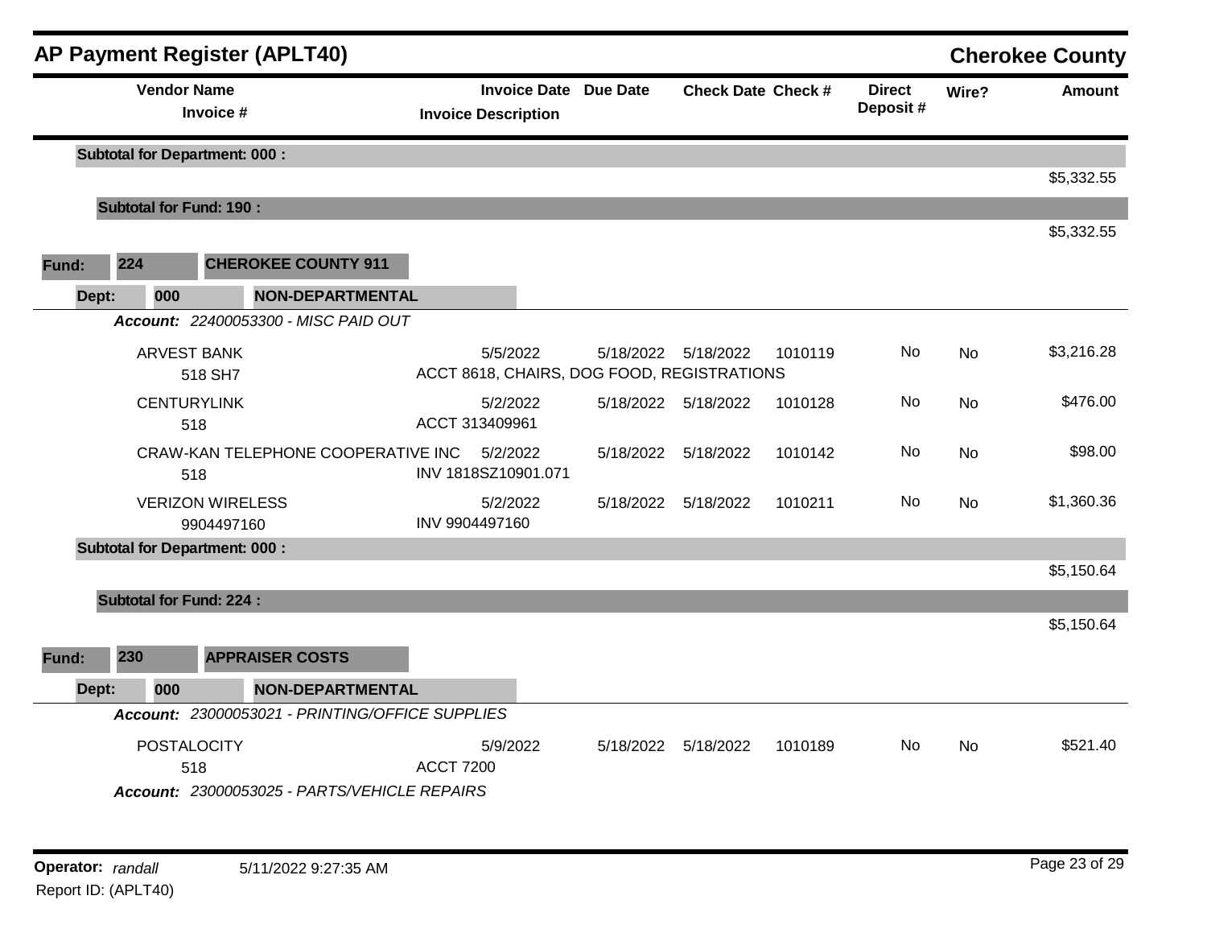## AP Payment Register (APLT40) — Cherokee County

| Vendor Name / Invoice # | Invoice Date / Invoice Description | Due Date | Check Date | Check # | Direct Deposit # | Wire? | Amount |
|---|---|---|---|---|---|---|---|
| **Subtotal for Department: 000 :** | | | | | | | $5,332.55 |
| **Subtotal for Fund: 190 :** | | | | | | | $5,332.55 |

**Fund: 224 CHEROKEE COUNTY 911**

**Dept: 000 NON-DEPARTMENTAL**

***Account:*** *22400053300 - MISC PAID OUT*

| Vendor Name / Invoice # | Invoice Date / Invoice Description | Due Date | Check Date | Check # | Direct Deposit # | Wire? | Amount |
|---|---|---|---|---|---|---|---|
| ARVEST BANK / 518 SH7 | 5/5/2022 / ACCT 8618, CHAIRS, DOG FOOD, REGISTRATIONS | 5/18/2022 | 5/18/2022 | 1010119 | No | No | $3,216.28 |
| CENTURYLINK / 518 | 5/2/2022 / ACCT 313409961 | 5/18/2022 | 5/18/2022 | 1010128 | No | No | $476.00 |
| CRAW-KAN TELEPHONE COOPERATIVE INC / 518 | 5/2/2022 / INV 1818SZ10901.071 | 5/18/2022 | 5/18/2022 | 1010142 | No | No | $98.00 |
| VERIZON WIRELESS / 9904497160 | 5/2/2022 / INV 9904497160 | 5/18/2022 | 5/18/2022 | 1010211 | No | No | $1,360.36 |
| **Subtotal for Department: 000 :** | | | | | | | $5,150.64 |
| **Subtotal for Fund: 224 :** | | | | | | | $5,150.64 |

**Fund: 230 APPRAISER COSTS**

**Dept: 000 NON-DEPARTMENTAL**

***Account:*** *23000053021 - PRINTING/OFFICE SUPPLIES*

| Vendor Name / Invoice # | Invoice Date / Invoice Description | Due Date | Check Date | Check # | Direct Deposit # | Wire? | Amount |
|---|---|---|---|---|---|---|---|
| POSTALOCITY / 518 | 5/9/2022 / ACCT 7200 | 5/18/2022 | 5/18/2022 | 1010189 | No | No | $521.40 |

***Account:*** *23000053025 - PARTS/VEHICLE REPAIRS*

**Operator:** *randall* 5/11/2022 9:27:35 AM

Report ID: (APLT40)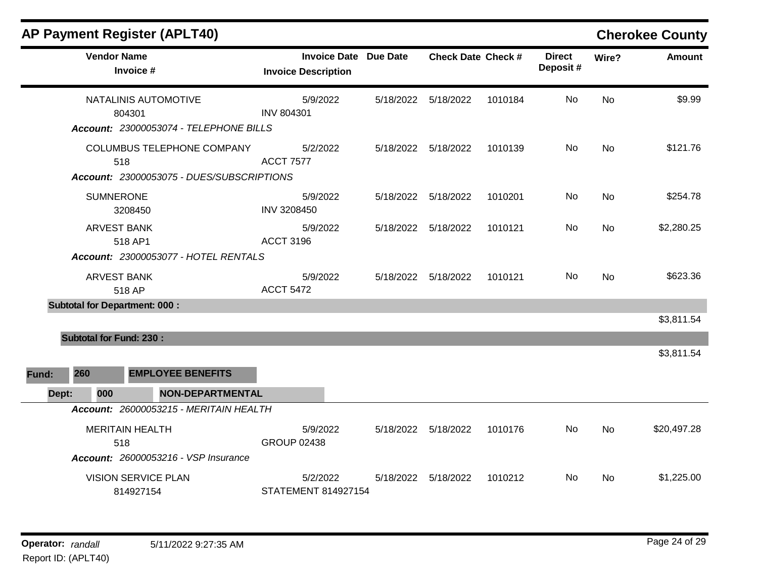## AP Payment Register (APLT40)

**Cherokee County**

| Vendor Name / Invoice # | Invoice Date / Invoice Description | Due Date | Check Date | Check # | Direct Deposit # | Wire? | Amount |
|---|---|---|---|---|---|---|---|
| NATALINIS AUTOMOTIVE<br>804301 | 5/9/2022<br>INV 804301 | 5/18/2022 | 5/18/2022 | 1010184 | No | No | $9.99 |
| ***Account: 23000053074 - TELEPHONE BILLS*** | | | | | | | |
| COLUMBUS TELEPHONE COMPANY<br>518 | 5/2/2022<br>ACCT 7577 | 5/18/2022 | 5/18/2022 | 1010139 | No | No | $121.76 |
| ***Account: 23000053075 - DUES/SUBSCRIPTIONS*** | | | | | | | |
| SUMNERONE<br>3208450 | 5/9/2022<br>INV 3208450 | 5/18/2022 | 5/18/2022 | 1010201 | No | No | $254.78 |
| ARVEST BANK<br>518 AP1 | 5/9/2022<br>ACCT 3196 | 5/18/2022 | 5/18/2022 | 1010121 | No | No | $2,280.25 |
| ***Account: 23000053077 - HOTEL RENTALS*** | | | | | | | |
| ARVEST BANK<br>518 AP | 5/9/2022<br>ACCT 5472 | 5/18/2022 | 5/18/2022 | 1010121 | No | No | $623.36 |
| **Subtotal for Department: 000 :** | | | | | | | $3,811.54 |
| **Subtotal for Fund: 230 :** | | | | | | | $3,811.54 |

**Fund: 260 EMPLOYEE BENEFITS**

**Dept: 000 NON-DEPARTMENTAL**

| Vendor Name / Invoice # | Invoice Date / Invoice Description | Due Date | Check Date | Check # | Direct Deposit # | Wire? | Amount |
|---|---|---|---|---|---|---|---|
| ***Account: 26000053215 - MERITAIN HEALTH*** | | | | | | | |
| MERITAIN HEALTH<br>518 | 5/9/2022<br>GROUP 02438 | 5/18/2022 | 5/18/2022 | 1010176 | No | No | $20,497.28 |
| ***Account: 26000053216 - VSP Insurance*** | | | | | | | |
| VISION SERVICE PLAN<br>814927154 | 5/2/2022<br>STATEMENT 814927154 | 5/18/2022 | 5/18/2022 | 1010212 | No | No | $1,225.00 |

**Operator:** *randall* 5/11/2022 9:27:35 AM
Report ID: (APLT40)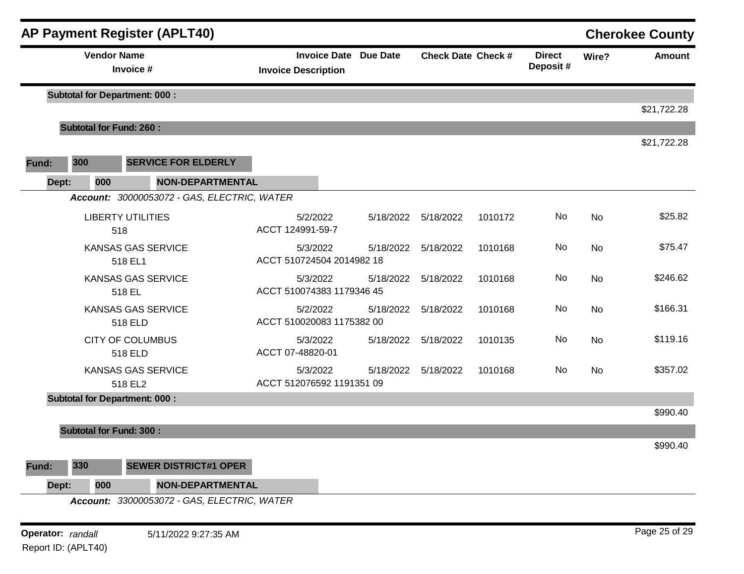## AP Payment Register (APLT40)

**Cherokee County**

| Vendor Name / Invoice # | Invoice Date / Invoice Description | Due Date | Check Date | Check # | Direct Deposit # | Wire? | Amount |
|---|---|---|---|---|---|---|---|
| **Subtotal for Department: 000 :** | | | | | | | $21,722.28 |
| **Subtotal for Fund: 260 :** | | | | | | | $21,722.28 |

**Fund: 300 SERVICE FOR ELDERLY**

**Dept: 000 NON-DEPARTMENTAL**

***Account:*** *30000053072 - GAS, ELECTRIC, WATER*

| Vendor Name / Invoice # | Invoice Date / Invoice Description | Due Date | Check Date | Check # | Direct Deposit # | Wire? | Amount |
|---|---|---|---|---|---|---|---|
| LIBERTY UTILITIES / 518 | 5/2/2022 / ACCT 124991-59-7 | 5/18/2022 | 5/18/2022 | 1010172 | No | No | $25.82 |
| KANSAS GAS SERVICE / 518 EL1 | 5/3/2022 / ACCT 510724504 2014982 18 | 5/18/2022 | 5/18/2022 | 1010168 | No | No | $75.47 |
| KANSAS GAS SERVICE / 518 EL | 5/3/2022 / ACCT 510074383 1179346 45 | 5/18/2022 | 5/18/2022 | 1010168 | No | No | $246.62 |
| KANSAS GAS SERVICE / 518 ELD | 5/2/2022 / ACCT 510020083 1175382 00 | 5/18/2022 | 5/18/2022 | 1010168 | No | No | $166.31 |
| CITY OF COLUMBUS / 518 ELD | 5/3/2022 / ACCT 07-48820-01 | 5/18/2022 | 5/18/2022 | 1010135 | No | No | $119.16 |
| KANSAS GAS SERVICE / 518 EL2 | 5/3/2022 / ACCT 512076592 1191351 09 | 5/18/2022 | 5/18/2022 | 1010168 | No | No | $357.02 |
| **Subtotal for Department: 000 :** | | | | | | | $990.40 |
| **Subtotal for Fund: 300 :** | | | | | | | $990.40 |

**Fund: 330 SEWER DISTRICT#1 OPER**

**Dept: 000 NON-DEPARTMENTAL**

***Account:*** *33000053072 - GAS, ELECTRIC, WATER*

**Operator:** *randall* 5/11/2022 9:27:35 AM

Report ID: (APLT40)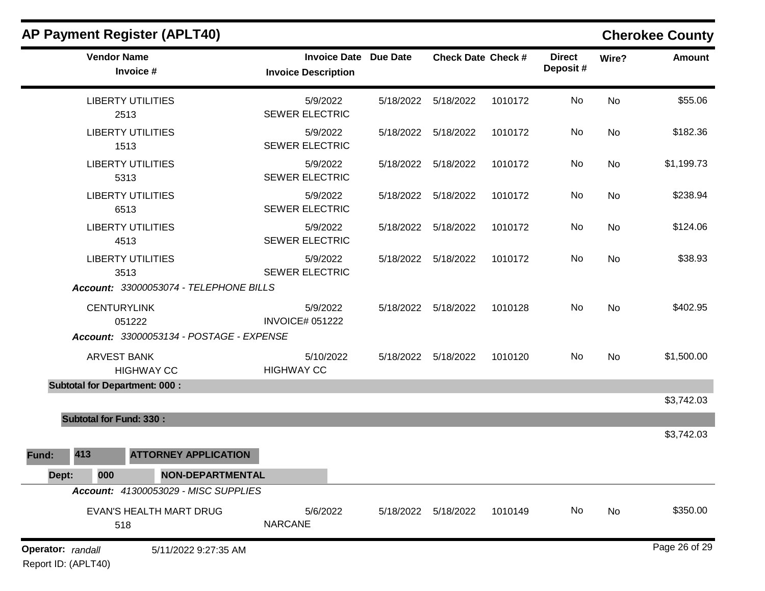## AP Payment Register (APLT40)

**Cherokee County**

| Vendor Name / Invoice # | Invoice Date / Invoice Description | Due Date | Check Date | Check # | Direct Deposit # | Wire? | Amount |
|---|---|---|---|---|---|---|---|
| LIBERTY UTILITIES<br>2513 | 5/9/2022<br>SEWER ELECTRIC | 5/18/2022 | 5/18/2022 | 1010172 | No | No | $55.06 |
| LIBERTY UTILITIES<br>1513 | 5/9/2022<br>SEWER ELECTRIC | 5/18/2022 | 5/18/2022 | 1010172 | No | No | $182.36 |
| LIBERTY UTILITIES<br>5313 | 5/9/2022<br>SEWER ELECTRIC | 5/18/2022 | 5/18/2022 | 1010172 | No | No | $1,199.73 |
| LIBERTY UTILITIES<br>6513 | 5/9/2022<br>SEWER ELECTRIC | 5/18/2022 | 5/18/2022 | 1010172 | No | No | $238.94 |
| LIBERTY UTILITIES<br>4513 | 5/9/2022<br>SEWER ELECTRIC | 5/18/2022 | 5/18/2022 | 1010172 | No | No | $124.06 |
| LIBERTY UTILITIES<br>3513 | 5/9/2022<br>SEWER ELECTRIC | 5/18/2022 | 5/18/2022 | 1010172 | No | No | $38.93 |
| ***Account:*** *33000053074 - TELEPHONE BILLS* | | | | | | | |
| CENTURYLINK<br>051222 | 5/9/2022<br>INVOICE# 051222 | 5/18/2022 | 5/18/2022 | 1010128 | No | No | $402.95 |
| ***Account:*** *33000053134 - POSTAGE - EXPENSE* | | | | | | | |
| ARVEST BANK<br>HIGHWAY CC | 5/10/2022<br>HIGHWAY CC | 5/18/2022 | 5/18/2022 | 1010120 | No | No | $1,500.00 |
| **Subtotal for Department: 000 :** | | | | | | | $3,742.03 |
| **Subtotal for Fund: 330 :** | | | | | | | $3,742.03 |

**Fund:** 413 **ATTORNEY APPLICATION**

**Dept:** 000 **NON-DEPARTMENTAL**

| Vendor Name / Invoice # | Invoice Date / Invoice Description | Due Date | Check Date | Check # | Direct Deposit # | Wire? | Amount |
|---|---|---|---|---|---|---|---|
| ***Account:*** *41300053029 - MISC SUPPLIES* | | | | | | | |
| EVAN'S HEALTH MART DRUG<br>518 | 5/6/2022<br>NARCANE | 5/18/2022 | 5/18/2022 | 1010149 | No | No | $350.00 |

**Operator:** *randall* 5/11/2022 9:27:35 AM

Report ID: (APLT40)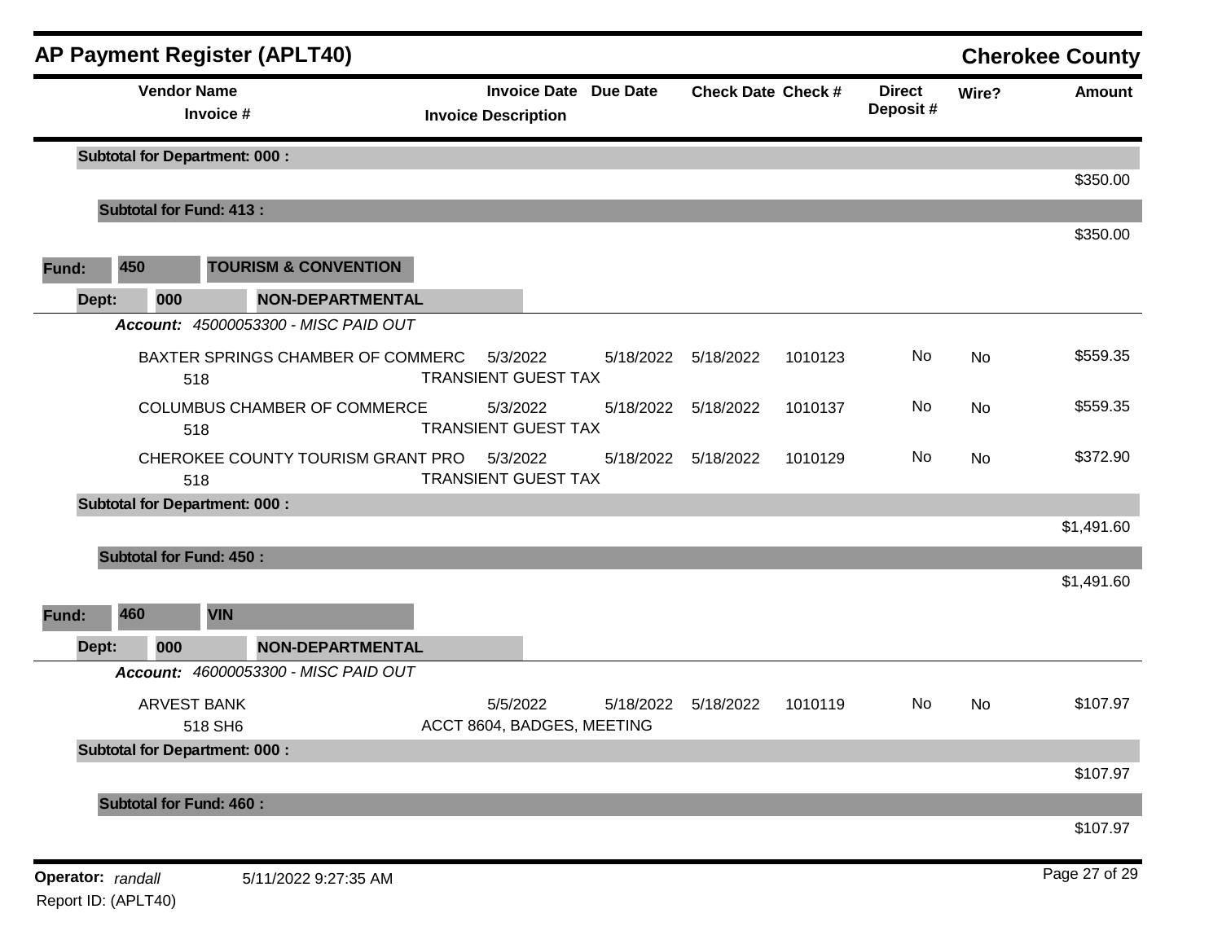## AP Payment Register (APLT40)

**Cherokee County**

| Vendor Name / Invoice # | Invoice Date / Invoice Description | Due Date | Check Date | Check # | Direct Deposit # | Wire? | Amount |
|---|---|---|---|---|---|---|---|
| **Subtotal for Department: 000 :** | | | | | | | $350.00 |
| **Subtotal for Fund: 413 :** | | | | | | | $350.00 |
| **Fund: 450 TOURISM & CONVENTION** | | | | | | | |
| **Dept: 000 NON-DEPARTMENTAL** | | | | | | | |
| ***Account:*** *45000053300 - MISC PAID OUT* | | | | | | | |
| BAXTER SPRINGS CHAMBER OF COMMERC 518 | 5/3/2022 TRANSIENT GUEST TAX | 5/18/2022 | 5/18/2022 | 1010123 | No | No | $559.35 |
| COLUMBUS CHAMBER OF COMMERCE 518 | 5/3/2022 TRANSIENT GUEST TAX | 5/18/2022 | 5/18/2022 | 1010137 | No | No | $559.35 |
| CHEROKEE COUNTY TOURISM GRANT PRO 518 | 5/3/2022 TRANSIENT GUEST TAX | 5/18/2022 | 5/18/2022 | 1010129 | No | No | $372.90 |
| **Subtotal for Department: 000 :** | | | | | | | $1,491.60 |
| **Subtotal for Fund: 450 :** | | | | | | | $1,491.60 |
| **Fund: 460 VIN** | | | | | | | |
| **Dept: 000 NON-DEPARTMENTAL** | | | | | | | |
| ***Account:*** *46000053300 - MISC PAID OUT* | | | | | | | |
| ARVEST BANK 518 SH6 | 5/5/2022 ACCT 8604, BADGES, MEETING | 5/18/2022 | 5/18/2022 | 1010119 | No | No | $107.97 |
| **Subtotal for Department: 000 :** | | | | | | | $107.97 |
| **Subtotal for Fund: 460 :** | | | | | | | $107.97 |

**Operator:** *randall* 5/11/2022 9:27:35 AM

Report ID: (APLT40)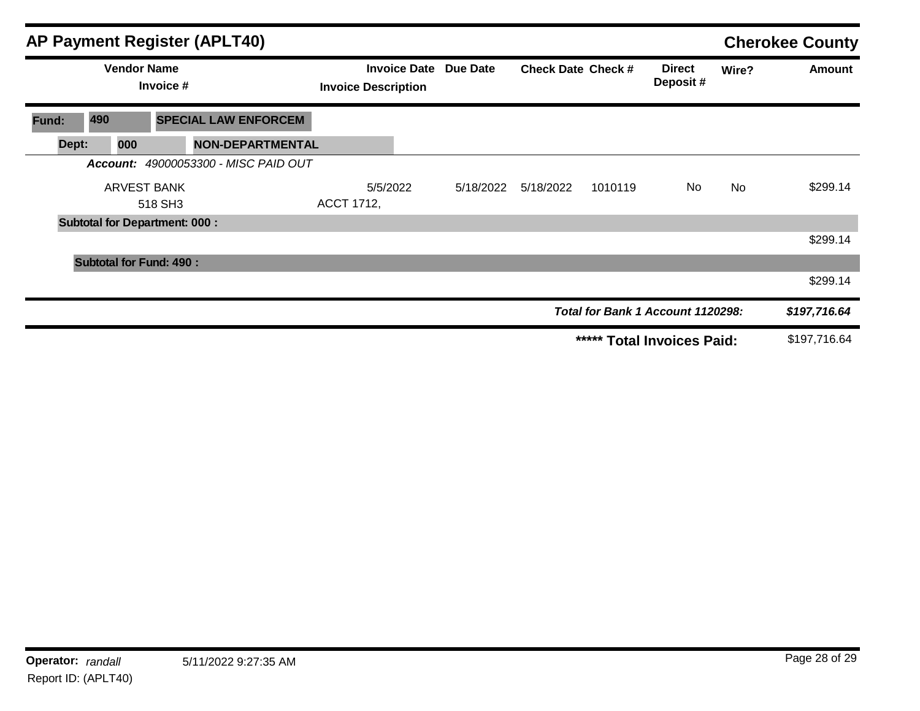## AP Payment Register (APLT40)

**Cherokee County**

| Vendor Name / Invoice # | Invoice Date / Invoice Description | Due Date | Check Date | Check # | Direct Deposit # | Wire? | Amount |
|---|---|---|---|---|---|---|---|
| **Fund: 490 SPECIAL LAW ENFORCEM** | | | | | | | |
| **Dept: 000 NON-DEPARTMENTAL** | | | | | | | |
| ***Account:*** *49000053300 - MISC PAID OUT* | | | | | | | |
| ARVEST BANK | 5/5/2022 | 5/18/2022 | 5/18/2022 | 1010119 | No | No | $299.14 |
| 518 SH3 | ACCT 1712, | | | | | | |
| **Subtotal for Department: 000 :** | | | | | | | $299.14 |
| **Subtotal for Fund: 490 :** | | | | | | | $299.14 |
| | | | | ***Total for Bank 1 Account 1120298:*** | | | ***$197,716.64*** |
| | | | | **\*\*\*\*\* Total Invoices Paid:** | | | $197,716.64 |

**Operator:** *randall* 5/11/2022 9:27:35 AM

Report ID: (APLT40)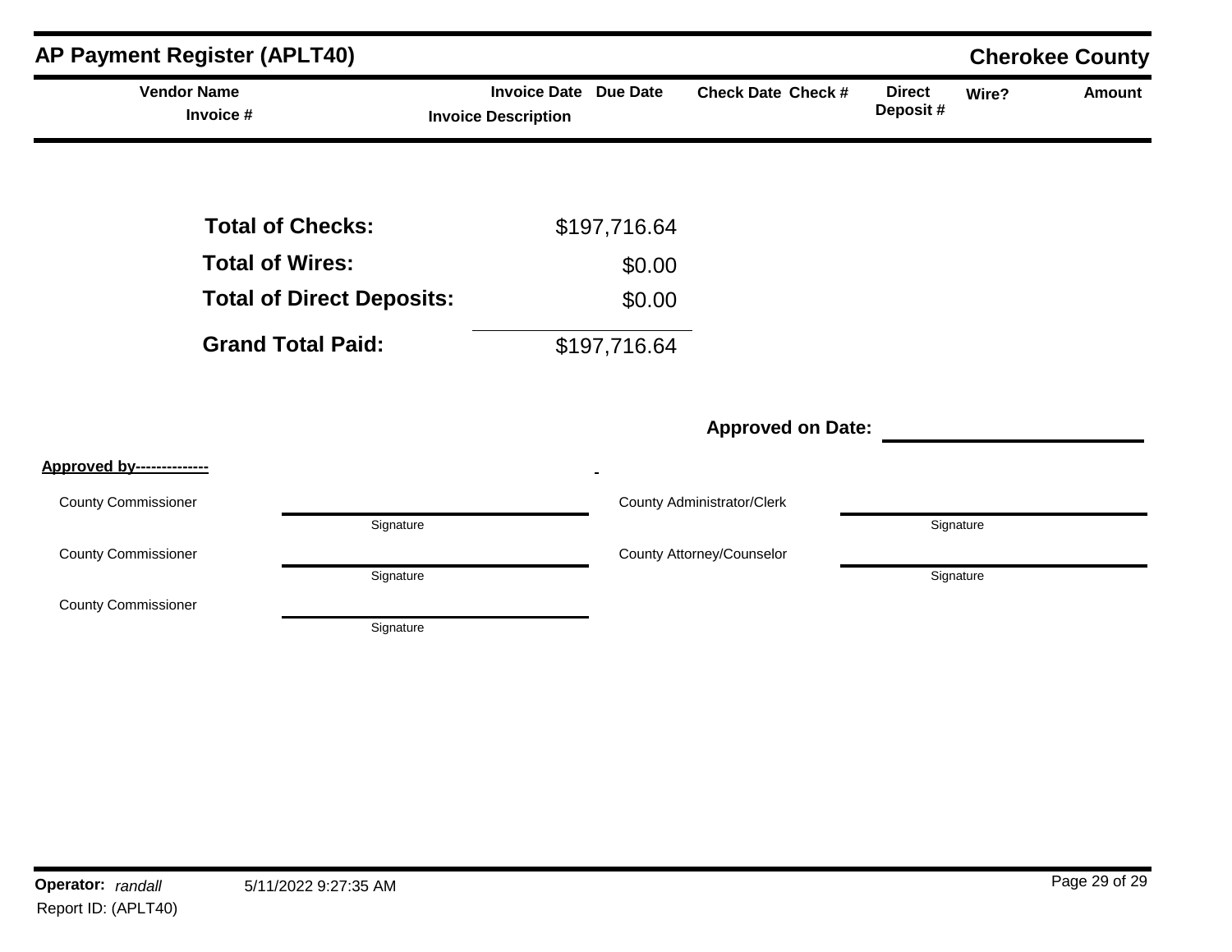## AP Payment Register (APLT40)

**Cherokee County**

| Vendor Name / Invoice # | Invoice Date / Invoice Description | Due Date | Check Date | Check # | Direct Deposit # | Wire? | Amount |
|---|---|---|---|---|---|---|---|

| | |
|---|---|
| **Total of Checks:** | $197,716.64 |
| **Total of Wires:** | $0.00 |
| **Total of Direct Deposits:** | $0.00 |
| **Grand Total Paid:** | $197,716.64 |

**Approved on Date:** ______________________

**Approved by-------------**

County Commissioner ______________________ Signature

County Commissioner ______________________ Signature

County Commissioner ______________________ Signature

County Administrator/Clerk ______________________ Signature

County Attorney/Counselor ______________________ Signature

**Operator:** *randall* 5/11/2022 9:27:35 AM

Report ID: (APLT40)